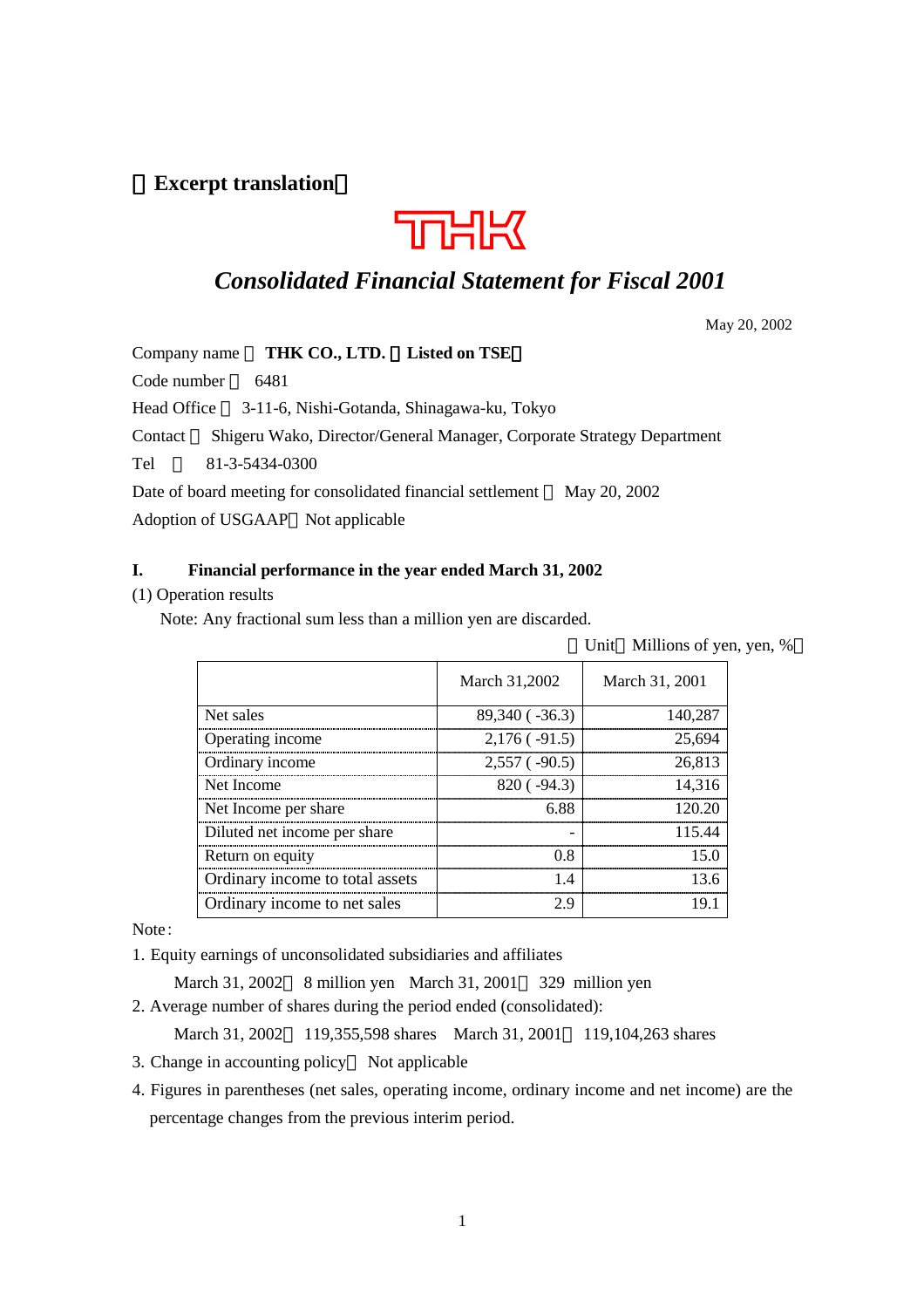（Excerpt translation）

THK

# *Consolidated Financial Statement for Fiscal 2001*

May 20, 2002

Company name ： **THK CO., LTD.** （**Listed on TSE**）

Code number ： 6481

Head Office ： 3-11-6, Nishi-Gotanda, Shinagawa-ku, Tokyo

Contact ： Shigeru Wako, Director/General Manager, Corporate Strategy Department

Tel ： 81-3-5434-0300

Date of board meeting for consolidated financial settlement ： May 20, 2002

Adoption of USGAAP：Not applicable

## I. Financial performance in the year ended March 31, 2002

(1) Operation results

Note: Any fractional sum less than a million yen are discarded.

（Unit：Millions of yen, yen, %）

| | March 31,2002 | March 31, 2001 |
|---|---|---|
| Net sales | 89,340 ( -36.3) | 140,287 |
| Operating income | 2,176 ( -91.5) | 25,694 |
| Ordinary income | 2,557 ( -90.5) | 26,813 |
| Net Income | 820 ( -94.3) | 14,316 |
| Net Income per share | 6.88 | 120.20 |
| Diluted net income per share | - | 115.44 |
| Return on equity | 0.8 | 15.0 |
| Ordinary income to total assets | 1.4 | 13.6 |
| Ordinary income to net sales | 2.9 | 19.1 |

Note：

1. Equity earnings of unconsolidated subsidiaries and affiliates

   March 31, 2002： 8 million yen　March 31, 2001： 329 million yen

2. Average number of shares during the period ended (consolidated):

   March 31, 2002： 119,355,598 shares　March 31, 2001： 119,104,263 shares

3. Change in accounting policy： Not applicable

4. Figures in parentheses (net sales, operating income, ordinary income and net income) are the percentage changes from the previous interim period.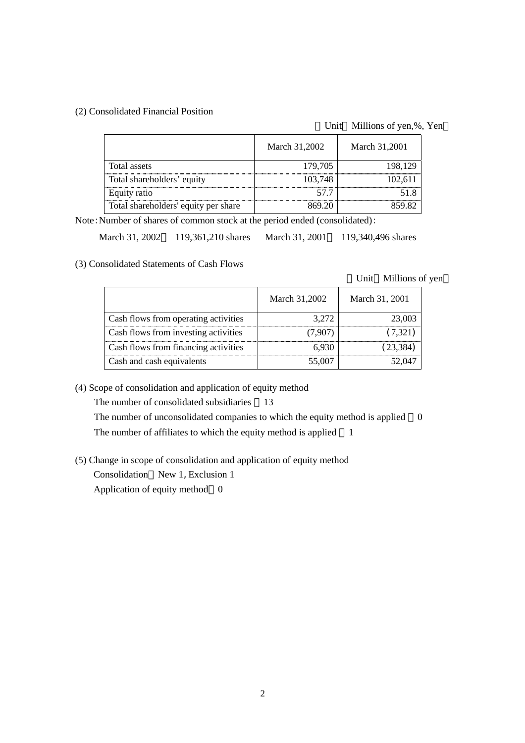(2) Consolidated Financial Position

（Unit：Millions of yen,%, Yen）

| | March 31,2002 | March 31,2001 |
|---|---|---|
| Total assets | 179,705 | 198,129 |
| Total shareholders' equity | 103,748 | 102,611 |
| Equity ratio | 57.7 | 51.8 |
| Total shareholders' equity per share | 869.20 | 859.82 |

Note：Number of shares of common stock at the period ended (consolidated)：

March 31, 2002： 119,361,210 shares　March 31, 2001： 119,340,496 shares

(3) Consolidated Statements of Cash Flows

（Unit：Millions of yen）

| | March 31,2002 | March 31, 2001 |
|---|---|---|
| Cash flows from operating activities | 3,272 | 23,003 |
| Cash flows from investing activities | (7,907) | (7,321) |
| Cash flows from financing activities | 6,930 | (23,384) |
| Cash and cash equivalents | 55,007 | 52,047 |

(4) Scope of consolidation and application of equity method

The number of consolidated subsidiaries：13

The number of unconsolidated companies to which the equity method is applied：0

The number of affiliates to which the equity method is applied：1

(5) Change in scope of consolidation and application of equity method

Consolidation：New 1, Exclusion 1

Application of equity method：0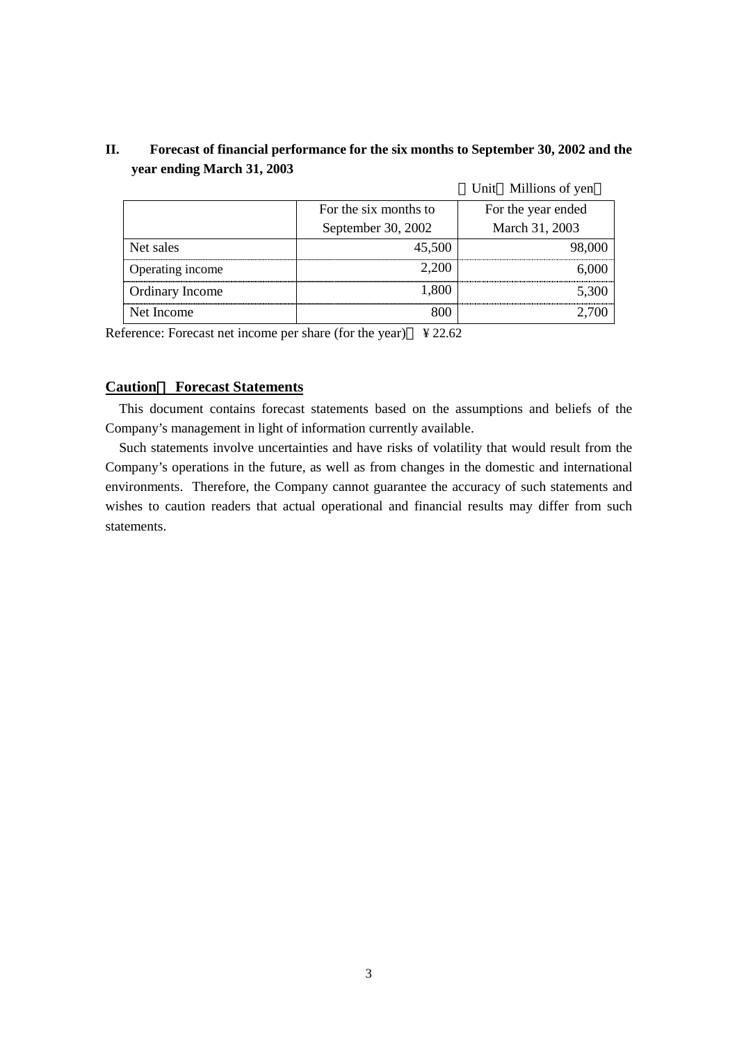## II. Forecast of financial performance for the six months to September 30, 2002 and the year ending March 31, 2003

（Unit：Millions of yen）

| | For the six months to September 30, 2002 | For the year ended March 31, 2003 |
|---|---|---|
| Net sales | 45,500 | 98,000 |
| Operating income | 2,200 | 6,000 |
| Ordinary Income | 1,800 | 5,300 |
| Net Income | 800 | 2,700 |

Reference: Forecast net income per share (for the year)： ¥22.62

**Caution： Forecast Statements**

This document contains forecast statements based on the assumptions and beliefs of the Company's management in light of information currently available.

Such statements involve uncertainties and have risks of volatility that would result from the Company's operations in the future, as well as from changes in the domestic and international environments. Therefore, the Company cannot guarantee the accuracy of such statements and wishes to caution readers that actual operational and financial results may differ from such statements.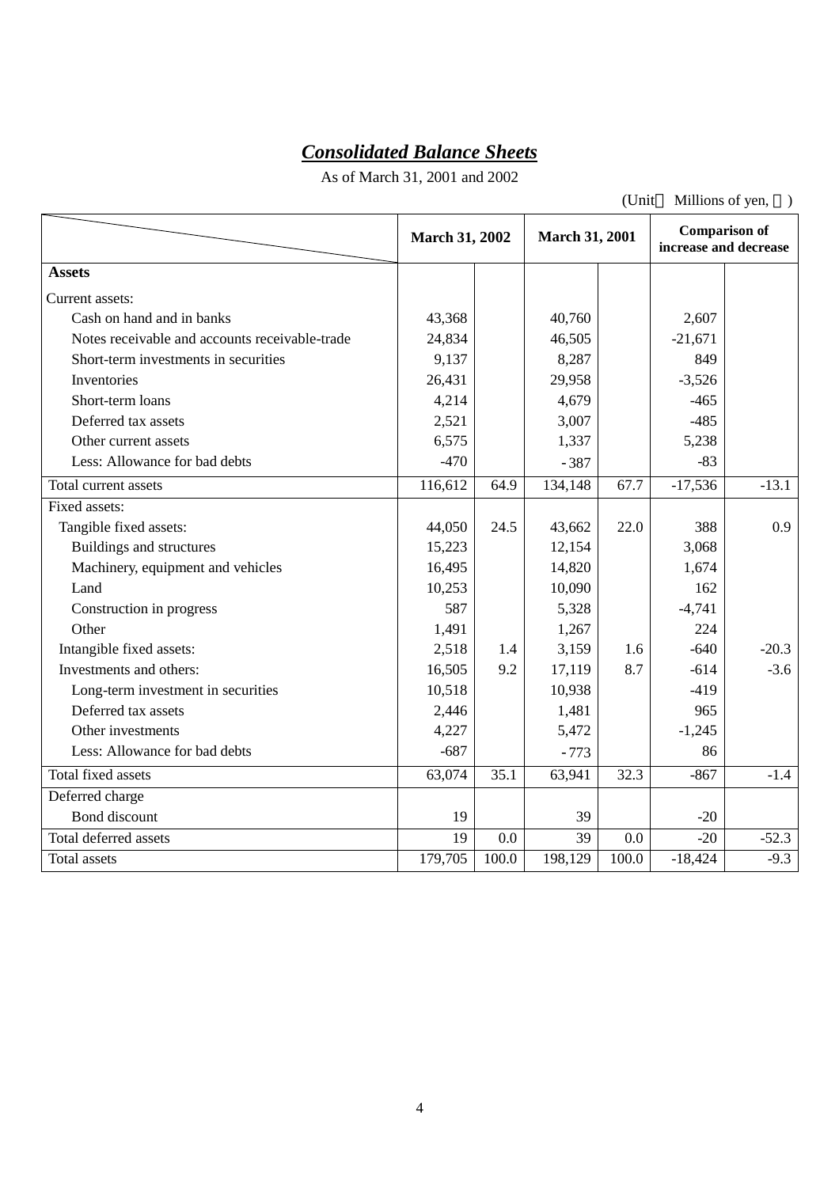# ***Consolidated Balance Sheets***

As of March 31, 2001 and 2002

(Unit Millions of yen, )

| | March 31, 2002 | | March 31, 2001 | | Comparison of increase and decrease | |
|---|---|---|---|---|---|---|
| **Assets** | | | | | | |
| Current assets: | | | | | | |
| Cash on hand and in banks | 43,368 | | 40,760 | | 2,607 | |
| Notes receivable and accounts receivable-trade | 24,834 | | 46,505 | | -21,671 | |
| Short-term investments in securities | 9,137 | | 8,287 | | 849 | |
| Inventories | 26,431 | | 29,958 | | -3,526 | |
| Short-term loans | 4,214 | | 4,679 | | -465 | |
| Deferred tax assets | 2,521 | | 3,007 | | -485 | |
| Other current assets | 6,575 | | 1,337 | | 5,238 | |
| Less: Allowance for bad debts | -470 | | -387 | | -83 | |
| Total current assets | 116,612 | 64.9 | 134,148 | 67.7 | -17,536 | -13.1 |
| Fixed assets: | | | | | | |
| Tangible fixed assets: | 44,050 | 24.5 | 43,662 | 22.0 | 388 | 0.9 |
| Buildings and structures | 15,223 | | 12,154 | | 3,068 | |
| Machinery, equipment and vehicles | 16,495 | | 14,820 | | 1,674 | |
| Land | 10,253 | | 10,090 | | 162 | |
| Construction in progress | 587 | | 5,328 | | -4,741 | |
| Other | 1,491 | | 1,267 | | 224 | |
| Intangible fixed assets: | 2,518 | 1.4 | 3,159 | 1.6 | -640 | -20.3 |
| Investments and others: | 16,505 | 9.2 | 17,119 | 8.7 | -614 | -3.6 |
| Long-term investment in securities | 10,518 | | 10,938 | | -419 | |
| Deferred tax assets | 2,446 | | 1,481 | | 965 | |
| Other investments | 4,227 | | 5,472 | | -1,245 | |
| Less: Allowance for bad debts | -687 | | -773 | | 86 | |
| Total fixed assets | 63,074 | 35.1 | 63,941 | 32.3 | -867 | -1.4 |
| Deferred charge | | | | | | |
| Bond discount | 19 | | 39 | | -20 | |
| Total deferred assets | 19 | 0.0 | 39 | 0.0 | -20 | -52.3 |
| Total assets | 179,705 | 100.0 | 198,129 | 100.0 | -18,424 | -9.3 |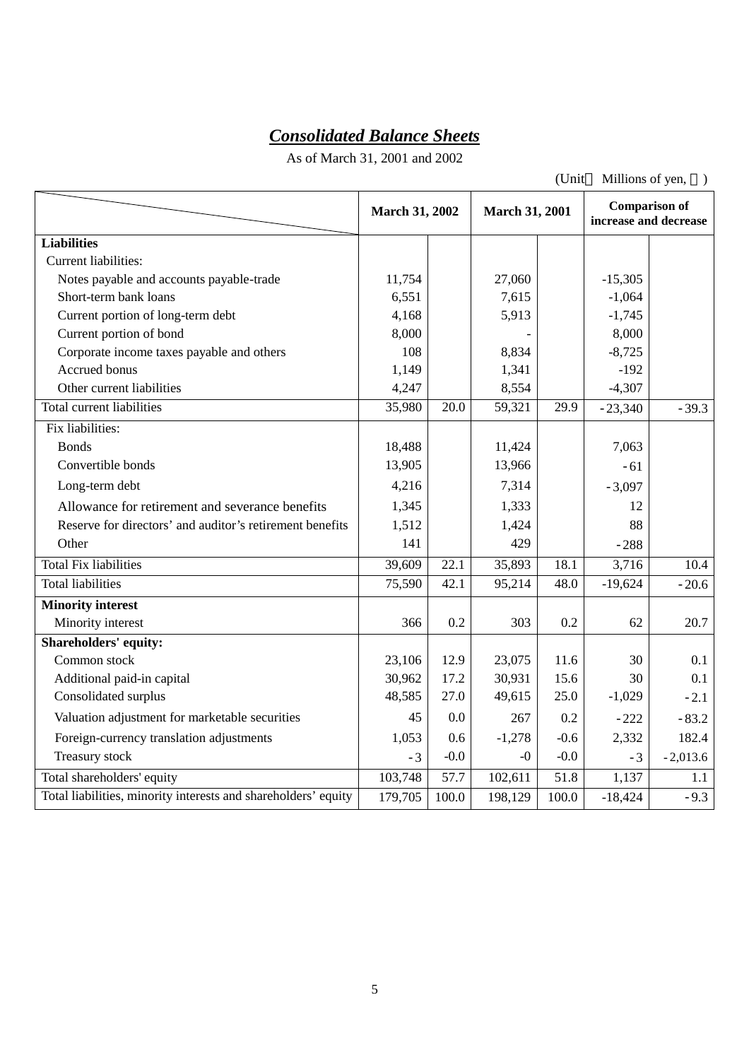# ***Consolidated Balance Sheets***

As of March 31, 2001 and 2002

(Unit　Millions of yen, 　)

| | March 31, 2002 | | March 31, 2001 | | Comparison of increase and decrease | |
|---|---|---|---|---|---|---|
| **Liabilities** | | | | | | |
| Current liabilities: | | | | | | |
| Notes payable and accounts payable-trade | 11,754 | | 27,060 | | -15,305 | |
| Short-term bank loans | 6,551 | | 7,615 | | -1,064 | |
| Current portion of long-term debt | 4,168 | | 5,913 | | -1,745 | |
| Current portion of bond | 8,000 | | - | | 8,000 | |
| Corporate income taxes payable and others | 108 | | 8,834 | | -8,725 | |
| Accrued bonus | 1,149 | | 1,341 | | -192 | |
| Other current liabilities | 4,247 | | 8,554 | | -4,307 | |
| Total current liabilities | 35,980 | 20.0 | 59,321 | 29.9 | -23,340 | -39.3 |
| Fix liabilities: | | | | | | |
| Bonds | 18,488 | | 11,424 | | 7,063 | |
| Convertible bonds | 13,905 | | 13,966 | | -61 | |
| Long-term debt | 4,216 | | 7,314 | | -3,097 | |
| Allowance for retirement and severance benefits | 1,345 | | 1,333 | | 12 | |
| Reserve for directors' and auditor's retirement benefits | 1,512 | | 1,424 | | 88 | |
| Other | 141 | | 429 | | -288 | |
| Total Fix liabilities | 39,609 | 22.1 | 35,893 | 18.1 | 3,716 | 10.4 |
| Total liabilities | 75,590 | 42.1 | 95,214 | 48.0 | -19,624 | -20.6 |
| **Minority interest** | | | | | | |
| Minority interest | 366 | 0.2 | 303 | 0.2 | 62 | 20.7 |
| **Shareholders' equity:** | | | | | | |
| Common stock | 23,106 | 12.9 | 23,075 | 11.6 | 30 | 0.1 |
| Additional paid-in capital | 30,962 | 17.2 | 30,931 | 15.6 | 30 | 0.1 |
| Consolidated surplus | 48,585 | 27.0 | 49,615 | 25.0 | -1,029 | -2.1 |
| Valuation adjustment for marketable securities | 45 | 0.0 | 267 | 0.2 | -222 | -83.2 |
| Foreign-currency translation adjustments | 1,053 | 0.6 | -1,278 | -0.6 | 2,332 | 182.4 |
| Treasury stock | -3 | -0.0 | -0 | -0.0 | -3 | -2,013.6 |
| Total shareholders' equity | 103,748 | 57.7 | 102,611 | 51.8 | 1,137 | 1.1 |
| Total liabilities, minority interests and shareholders' equity | 179,705 | 100.0 | 198,129 | 100.0 | -18,424 | -9.3 |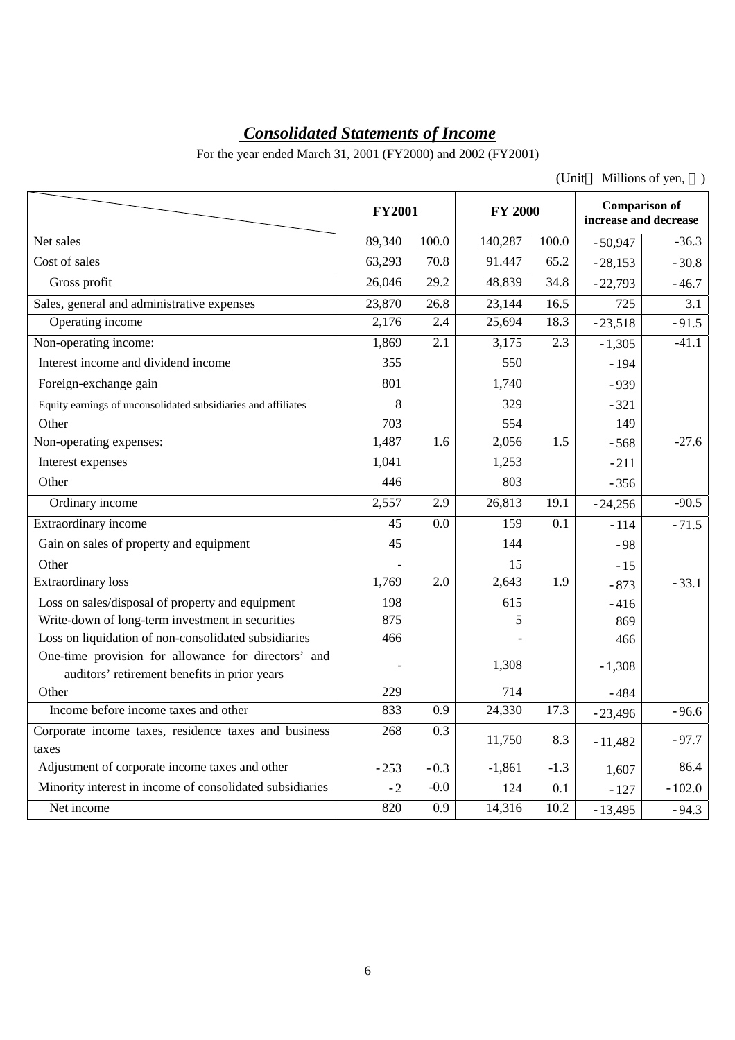## *Consolidated Statements of Income*

For the year ended March 31, 2001 (FY2000) and 2002 (FY2001)

(Unit Millions of yen, )

| | FY2001 | | FY 2000 | | Comparison of increase and decrease | |
|---|---|---|---|---|---|---|
| Net sales | 89,340 | 100.0 | 140,287 | 100.0 | -50,947 | -36.3 |
| Cost of sales | 63,293 | 70.8 | 91.447 | 65.2 | -28,153 | -30.8 |
| Gross profit | 26,046 | 29.2 | 48,839 | 34.8 | -22,793 | -46.7 |
| Sales, general and administrative expenses | 23,870 | 26.8 | 23,144 | 16.5 | 725 | 3.1 |
| Operating income | 2,176 | 2.4 | 25,694 | 18.3 | -23,518 | -91.5 |
| Non-operating income: | 1,869 | 2.1 | 3,175 | 2.3 | -1,305 | -41.1 |
| Interest income and dividend income | 355 | | 550 | | -194 | |
| Foreign-exchange gain | 801 | | 1,740 | | -939 | |
| Equity earnings of unconsolidated subsidiaries and affiliates | 8 | | 329 | | -321 | |
| Other | 703 | | 554 | | 149 | |
| Non-operating expenses: | 1,487 | 1.6 | 2,056 | 1.5 | -568 | -27.6 |
| Interest expenses | 1,041 | | 1,253 | | -211 | |
| Other | 446 | | 803 | | -356 | |
| Ordinary income | 2,557 | 2.9 | 26,813 | 19.1 | -24,256 | -90.5 |
| Extraordinary income | 45 | 0.0 | 159 | 0.1 | -114 | -71.5 |
| Gain on sales of property and equipment | 45 | | 144 | | -98 | |
| Other | - | | 15 | | -15 | |
| Extraordinary loss | 1,769 | 2.0 | 2,643 | 1.9 | -873 | -33.1 |
| Loss on sales/disposal of property and equipment | 198 | | 615 | | -416 | |
| Write-down of long-term investment in securities | 875 | | 5 | | 869 | |
| Loss on liquidation of non-consolidated subsidiaries | 466 | | - | | 466 | |
| One-time provision for allowance for directors' and auditors' retirement benefits in prior years | - | | 1,308 | | -1,308 | |
| Other | 229 | | 714 | | -484 | |
| Income before income taxes and other | 833 | 0.9 | 24,330 | 17.3 | -23,496 | -96.6 |
| Corporate income taxes, residence taxes and business taxes | 268 | 0.3 | 11,750 | 8.3 | -11,482 | -97.7 |
| Adjustment of corporate income taxes and other | -253 | -0.3 | -1,861 | -1.3 | 1,607 | 86.4 |
| Minority interest in income of consolidated subsidiaries | -2 | -0.0 | 124 | 0.1 | -127 | -102.0 |
| Net income | 820 | 0.9 | 14,316 | 10.2 | -13,495 | -94.3 |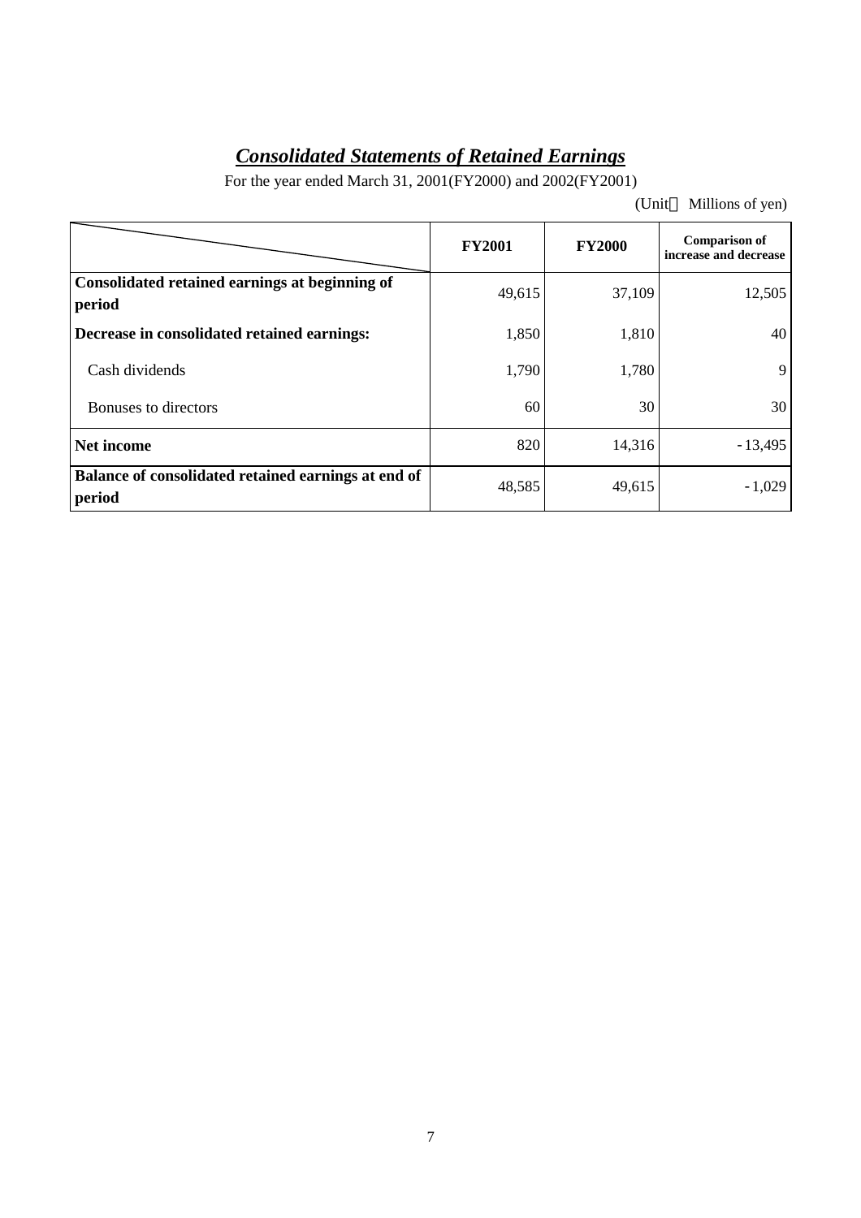# ***Consolidated Statements of Retained Earnings***

For the year ended March 31, 2001(FY2000) and 2002(FY2001)

(Unit　Millions of yen)

| | **FY2001** | **FY2000** | **Comparison of increase and decrease** |
|---|---|---|---|
| **Consolidated retained earnings at beginning of period** | 49,615 | 37,109 | 12,505 |
| **Decrease in consolidated retained earnings:** | 1,850 | 1,810 | 40 |
| Cash dividends | 1,790 | 1,780 | 9 |
| Bonuses to directors | 60 | 30 | 30 |
| **Net income** | 820 | 14,316 | -13,495 |
| **Balance of consolidated retained earnings at end of period** | 48,585 | 49,615 | -1,029 |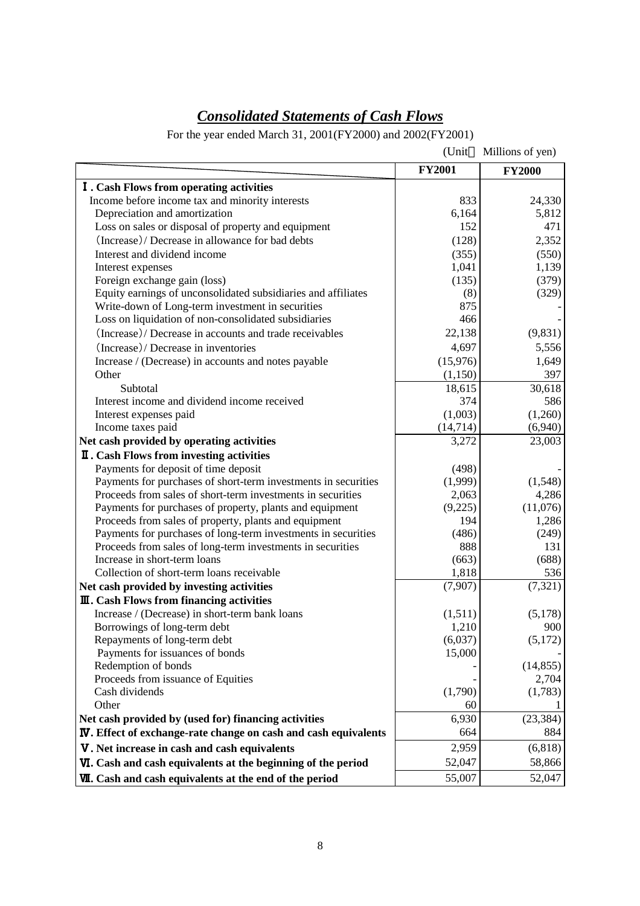## ***Consolidated Statements of Cash Flows***

For the year ended March 31, 2001(FY2000) and 2002(FY2001)

(Unit Millions of yen)

| | FY2001 | FY2000 |
|---|---|---|
| **Ⅰ. Cash Flows from operating activities** | | |
| Income before income tax and minority interests | 833 | 24,330 |
| Depreciation and amortization | 6,164 | 5,812 |
| Loss on sales or disposal of property and equipment | 152 | 471 |
| (Increase)/ Decrease in allowance for bad debts | (128) | 2,352 |
| Interest and dividend income | (355) | (550) |
| Interest expenses | 1,041 | 1,139 |
| Foreign exchange gain (loss) | (135) | (379) |
| Equity earnings of unconsolidated subsidiaries and affiliates | (8) | (329) |
| Write-down of Long-term investment in securities | 875 | - |
| Loss on liquidation of non-consolidated subsidiaries | 466 | - |
| (Increase)/ Decrease in accounts and trade receivables | 22,138 | (9,831) |
| (Increase)/ Decrease in inventories | 4,697 | 5,556 |
| Increase / (Decrease) in accounts and notes payable | (15,976) | 1,649 |
| Other | (1,150) | 397 |
| Subtotal | 18,615 | 30,618 |
| Interest income and dividend income received | 374 | 586 |
| Interest expenses paid | (1,003) | (1,260) |
| Income taxes paid | (14,714) | (6,940) |
| **Net cash provided by operating activities** | 3,272 | 23,003 |
| **Ⅱ. Cash Flows from investing activities** | | |
| Payments for deposit of time deposit | (498) | - |
| Payments for purchases of short-term investments in securities | (1,999) | (1,548) |
| Proceeds from sales of short-term investments in securities | 2,063 | 4,286 |
| Payments for purchases of property, plants and equipment | (9,225) | (11,076) |
| Proceeds from sales of property, plants and equipment | 194 | 1,286 |
| Payments for purchases of long-term investments in securities | (486) | (249) |
| Proceeds from sales of long-term investments in securities | 888 | 131 |
| Increase in short-term loans | (663) | (688) |
| Collection of short-term loans receivable | 1,818 | 536 |
| **Net cash provided by investing activities** | (7,907) | (7,321) |
| **Ⅲ. Cash Flows from financing activities** | | |
| Increase / (Decrease) in short-term bank loans | (1,511) | (5,178) |
| Borrowings of long-term debt | 1,210 | 900 |
| Repayments of long-term debt | (6,037) | (5,172) |
| Payments for issuances of bonds | 15,000 | - |
| Redemption of bonds | - | (14,855) |
| Proceeds from issuance of Equities | - | 2,704 |
| Cash dividends | (1,790) | (1,783) |
| Other | 60 | 1 |
| **Net cash provided by (used for) financing activities** | 6,930 | (23,384) |
| **Ⅳ. Effect of exchange-rate change on cash and cash equivalents** | 664 | 884 |
| **Ⅴ. Net increase in cash and cash equivalents** | 2,959 | (6,818) |
| **Ⅵ. Cash and cash equivalents at the beginning of the period** | 52,047 | 58,866 |
| **Ⅶ. Cash and cash equivalents at the end of the period** | 55,007 | 52,047 |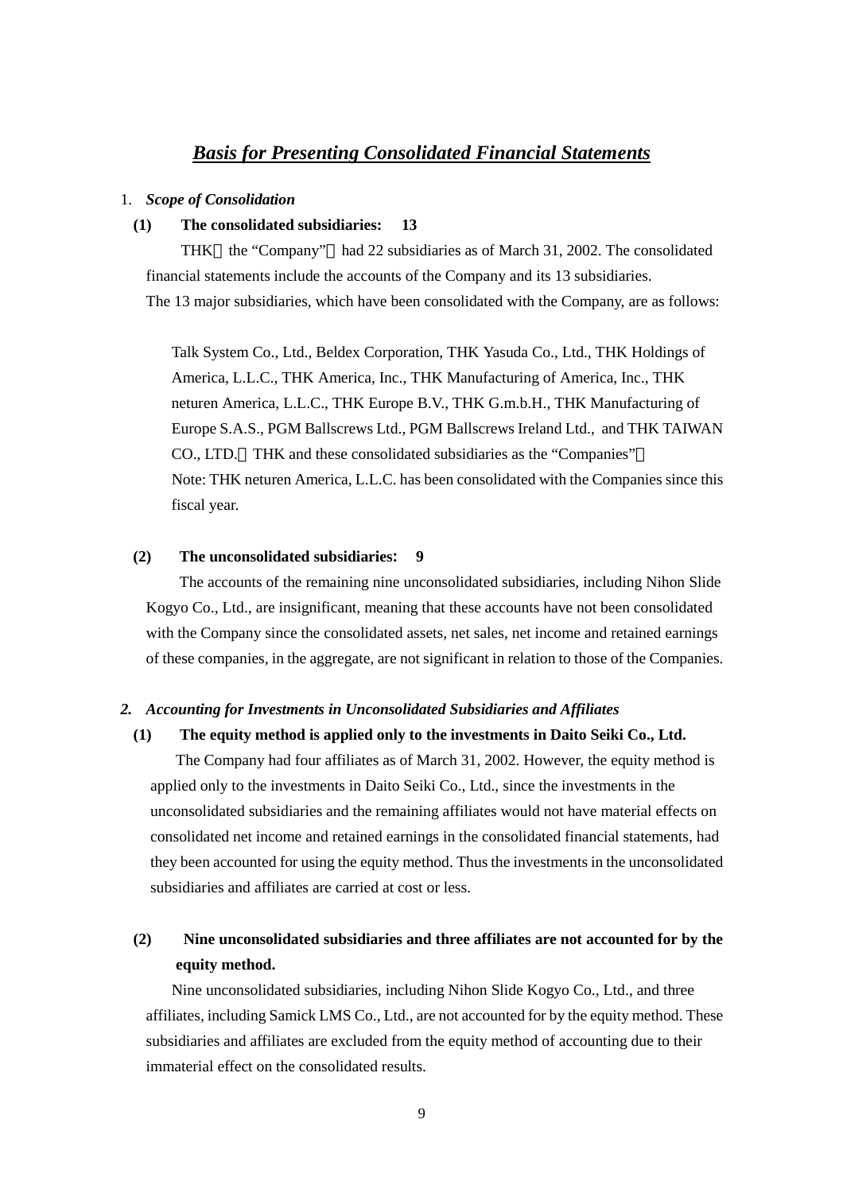# *Basis for Presenting Consolidated Financial Statements*

1. ***Scope of Consolidation***

**(1) The consolidated subsidiaries: 13**

THK（the “Company”）had 22 subsidiaries as of March 31, 2002. The consolidated financial statements include the accounts of the Company and its 13 subsidiaries.
The 13 major subsidiaries, which have been consolidated with the Company, are as follows:

Talk System Co., Ltd., Beldex Corporation, THK Yasuda Co., Ltd., THK Holdings of America, L.L.C., THK America, Inc., THK Manufacturing of America, Inc., THK neturen America, L.L.C., THK Europe B.V., THK G.m.b.H., THK Manufacturing of Europe S.A.S., PGM Ballscrews Ltd., PGM Ballscrews Ireland Ltd., and THK TAIWAN CO., LTD.（THK and these consolidated subsidiaries as the “Companies”）
Note: THK neturen America, L.L.C. has been consolidated with the Companies since this fiscal year.

**(2) The unconsolidated subsidiaries: 9**

The accounts of the remaining nine unconsolidated subsidiaries, including Nihon Slide Kogyo Co., Ltd., are insignificant, meaning that these accounts have not been consolidated with the Company since the consolidated assets, net sales, net income and retained earnings of these companies, in the aggregate, are not significant in relation to those of the Companies.

***2. Accounting for Investments in Unconsolidated Subsidiaries and Affiliates***

**(1) The equity method is applied only to the investments in Daito Seiki Co., Ltd.**

The Company had four affiliates as of March 31, 2002. However, the equity method is applied only to the investments in Daito Seiki Co., Ltd., since the investments in the unconsolidated subsidiaries and the remaining affiliates would not have material effects on consolidated net income and retained earnings in the consolidated financial statements, had they been accounted for using the equity method. Thus the investments in the unconsolidated subsidiaries and affiliates are carried at cost or less.

**(2) Nine unconsolidated subsidiaries and three affiliates are not accounted for by the equity method.**

Nine unconsolidated subsidiaries, including Nihon Slide Kogyo Co., Ltd., and three affiliates, including Samick LMS Co., Ltd., are not accounted for by the equity method. These subsidiaries and affiliates are excluded from the equity method of accounting due to their immaterial effect on the consolidated results.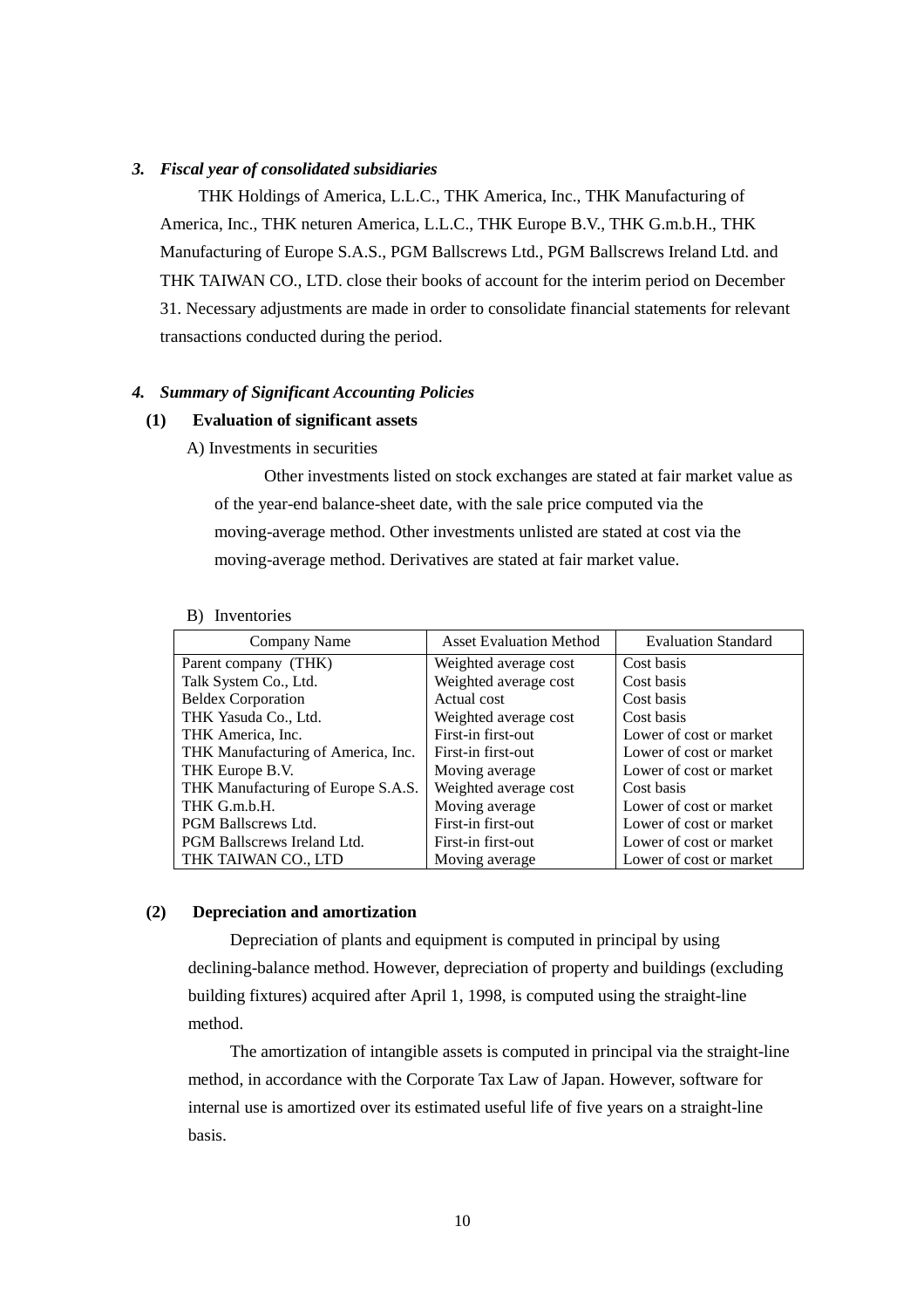### *3. Fiscal year of consolidated subsidiaries*

THK Holdings of America, L.L.C., THK America, Inc., THK Manufacturing of America, Inc., THK neturen America, L.L.C., THK Europe B.V., THK G.m.b.H., THK Manufacturing of Europe S.A.S., PGM Ballscrews Ltd., PGM Ballscrews Ireland Ltd. and THK TAIWAN CO., LTD. close their books of account for the interim period on December 31. Necessary adjustments are made in order to consolidate financial statements for relevant transactions conducted during the period.

### *4. Summary of Significant Accounting Policies*

#### (1) Evaluation of significant assets

A) Investments in securities

Other investments listed on stock exchanges are stated at fair market value as of the year-end balance-sheet date, with the sale price computed via the moving-average method. Other investments unlisted are stated at cost via the moving-average method. Derivatives are stated at fair market value.

B) Inventories

| Company Name | Asset Evaluation Method | Evaluation Standard |
|---|---|---|
| Parent company (THK) | Weighted average cost | Cost basis |
| Talk System Co., Ltd. | Weighted average cost | Cost basis |
| Beldex Corporation | Actual cost | Cost basis |
| THK Yasuda Co., Ltd. | Weighted average cost | Cost basis |
| THK America, Inc. | First-in first-out | Lower of cost or market |
| THK Manufacturing of America, Inc. | First-in first-out | Lower of cost or market |
| THK Europe B.V. | Moving average | Lower of cost or market |
| THK Manufacturing of Europe S.A.S. | Weighted average cost | Cost basis |
| THK G.m.b.H. | Moving average | Lower of cost or market |
| PGM Ballscrews Ltd. | First-in first-out | Lower of cost or market |
| PGM Ballscrews Ireland Ltd. | First-in first-out | Lower of cost or market |
| THK TAIWAN CO., LTD | Moving average | Lower of cost or market |

#### (2) Depreciation and amortization

Depreciation of plants and equipment is computed in principal by using declining-balance method. However, depreciation of property and buildings (excluding building fixtures) acquired after April 1, 1998, is computed using the straight-line method.

The amortization of intangible assets is computed in principal via the straight-line method, in accordance with the Corporate Tax Law of Japan. However, software for internal use is amortized over its estimated useful life of five years on a straight-line basis.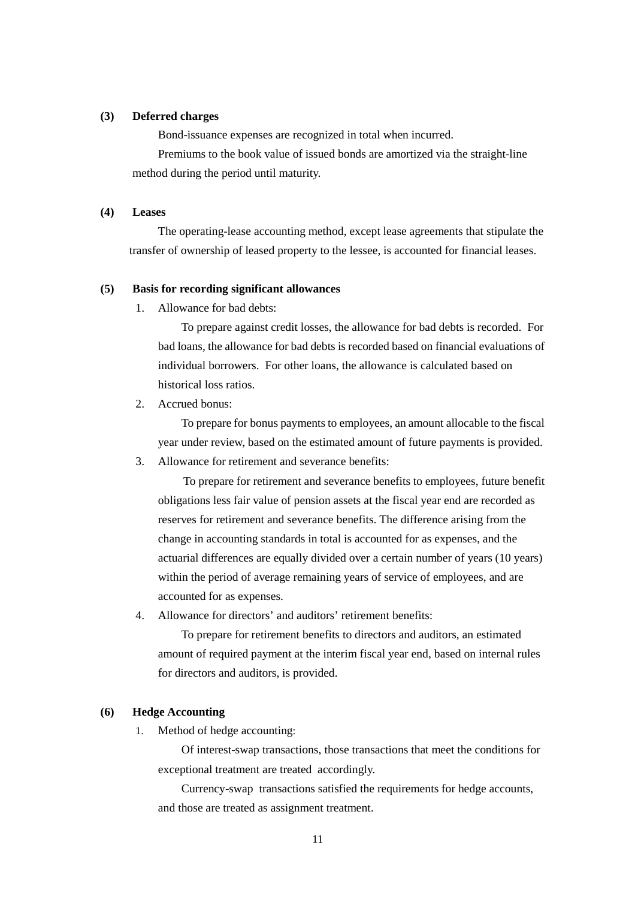**(3) Deferred charges**

Bond-issuance expenses are recognized in total when incurred.

Premiums to the book value of issued bonds are amortized via the straight-line method during the period until maturity.

**(4) Leases**

The operating-lease accounting method, except lease agreements that stipulate the transfer of ownership of leased property to the lessee, is accounted for financial leases.

**(5) Basis for recording significant allowances**

1. Allowance for bad debts:

   To prepare against credit losses, the allowance for bad debts is recorded. For bad loans, the allowance for bad debts is recorded based on financial evaluations of individual borrowers. For other loans, the allowance is calculated based on historical loss ratios.

2. Accrued bonus:

   To prepare for bonus payments to employees, an amount allocable to the fiscal year under review, based on the estimated amount of future payments is provided.

3. Allowance for retirement and severance benefits:

   To prepare for retirement and severance benefits to employees, future benefit obligations less fair value of pension assets at the fiscal year end are recorded as reserves for retirement and severance benefits. The difference arising from the change in accounting standards in total is accounted for as expenses, and the actuarial differences are equally divided over a certain number of years (10 years) within the period of average remaining years of service of employees, and are accounted for as expenses.

4. Allowance for directors' and auditors' retirement benefits:

   To prepare for retirement benefits to directors and auditors, an estimated amount of required payment at the interim fiscal year end, based on internal rules for directors and auditors, is provided.

**(6) Hedge Accounting**

1. Method of hedge accounting:

   Of interest-swap transactions, those transactions that meet the conditions for exceptional treatment are treated accordingly.

   Currency-swap transactions satisfied the requirements for hedge accounts, and those are treated as assignment treatment.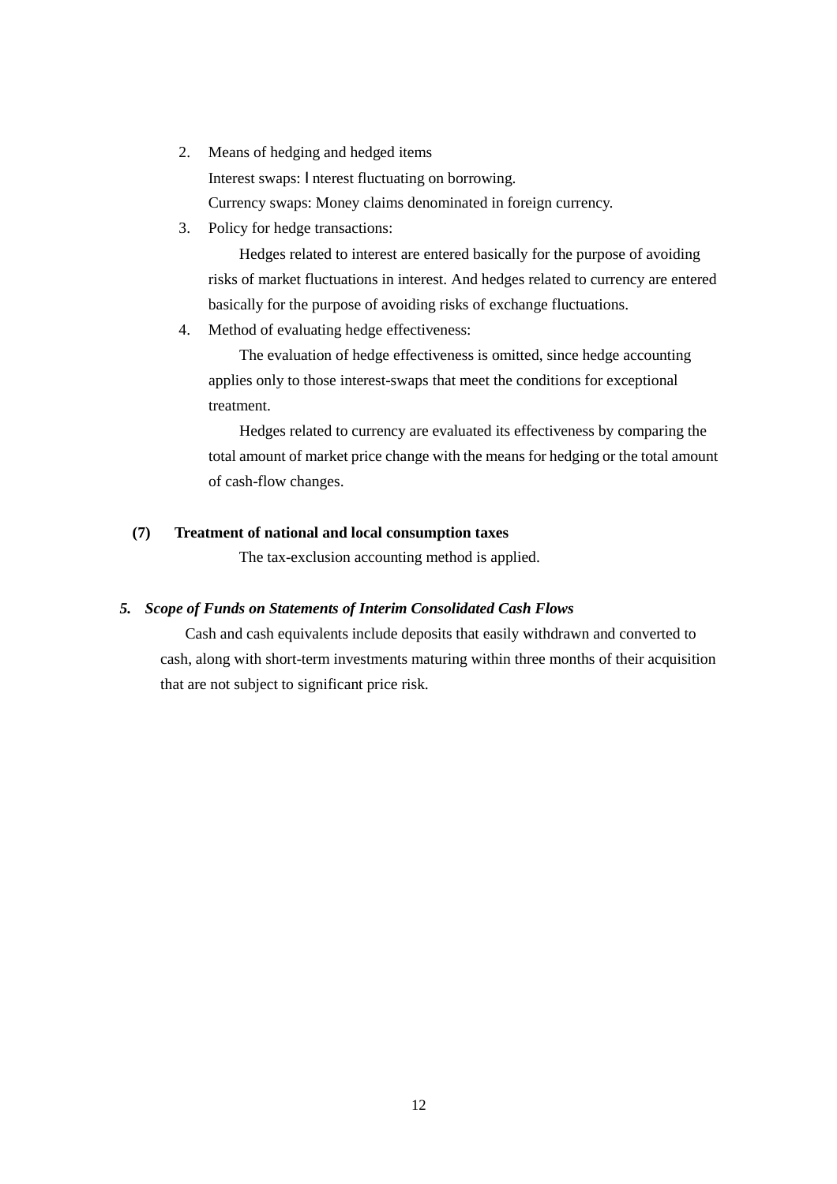2. Means of hedging and hedged items

   Interest swaps: Ｉnterest fluctuating on borrowing.

   Currency swaps: Money claims denominated in foreign currency.

3. Policy for hedge transactions:

   Hedges related to interest are entered basically for the purpose of avoiding risks of market fluctuations in interest. And hedges related to currency are entered basically for the purpose of avoiding risks of exchange fluctuations.

4. Method of evaluating hedge effectiveness:

   The evaluation of hedge effectiveness is omitted, since hedge accounting applies only to those interest-swaps that meet the conditions for exceptional treatment.

   Hedges related to currency are evaluated its effectiveness by comparing the total amount of market price change with the means for hedging or the total amount of cash-flow changes.

**(7) Treatment of national and local consumption taxes**

The tax-exclusion accounting method is applied.

***5. Scope of Funds on Statements of Interim Consolidated Cash Flows***

Cash and cash equivalents include deposits that easily withdrawn and converted to cash, along with short-term investments maturing within three months of their acquisition that are not subject to significant price risk.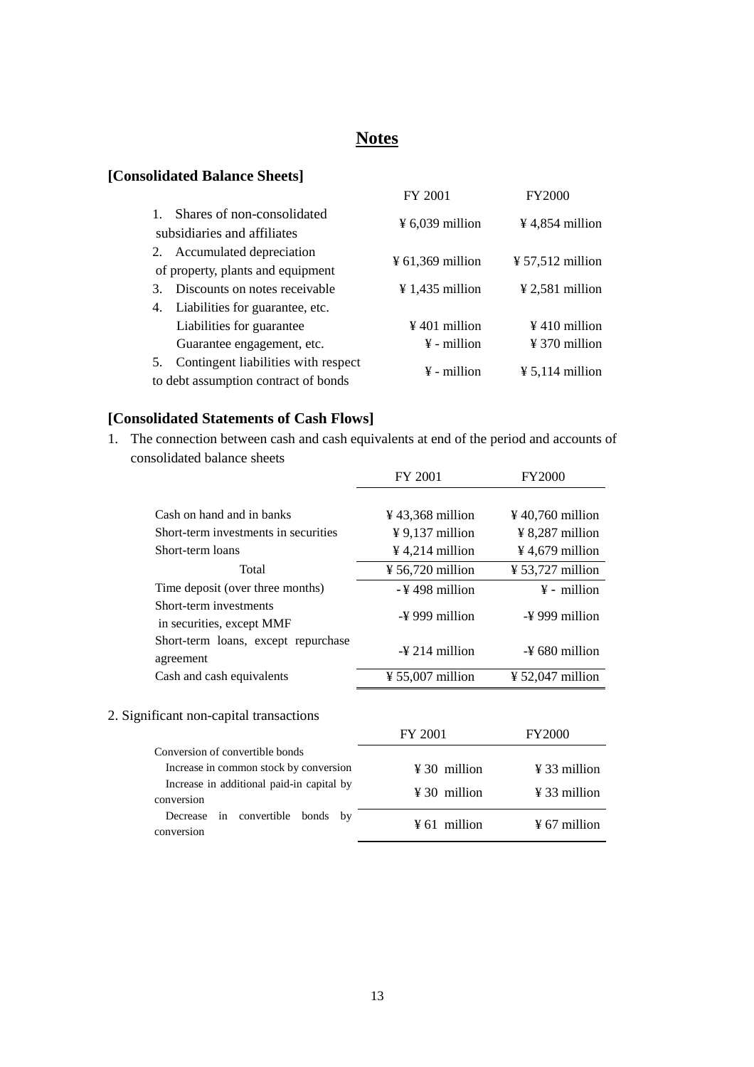# Notes

## [Consolidated Balance Sheets]

| | FY 2001 | FY2000 |
|---|---|---|
| 1. Shares of non-consolidated subsidiaries and affiliates | ¥ 6,039 million | ¥ 4,854 million |
| 2. Accumulated depreciation of property, plants and equipment | ¥ 61,369 million | ¥ 57,512 million |
| 3. Discounts on notes receivable | ¥ 1,435 million | ¥ 2,581 million |
| 4. Liabilities for guarantee, etc. | | |
| Liabilities for guarantee | ¥ 401 million | ¥ 410 million |
| Guarantee engagement, etc. | ¥ - million | ¥ 370 million |
| 5. Contingent liabilities with respect to debt assumption contract of bonds | ¥ - million | ¥ 5,114 million |

## [Consolidated Statements of Cash Flows]

1. The connection between cash and cash equivalents at end of the period and accounts of consolidated balance sheets

| | FY 2001 | FY2000 |
|---|---|---|
| Cash on hand and in banks | ¥ 43,368 million | ¥ 40,760 million |
| Short-term investments in securities | ¥ 9,137 million | ¥ 8,287 million |
| Short-term loans | ¥ 4,214 million | ¥ 4,679 million |
| Total | ¥ 56,720 million | ¥ 53,727 million |
| Time deposit (over three months) | -¥ 498 million | ¥ - million |
| Short-term investments in securities, except MMF | -¥ 999 million | -¥ 999 million |
| Short-term loans, except repurchase agreement | -¥ 214 million | -¥ 680 million |
| Cash and cash equivalents | ¥ 55,007 million | ¥ 52,047 million |

2. Significant non-capital transactions

| | FY 2001 | FY2000 |
|---|---|---|
| Conversion of convertible bonds | | |
| Increase in common stock by conversion | ¥ 30 million | ¥ 33 million |
| Increase in additional paid-in capital by conversion | ¥ 30 million | ¥ 33 million |
| Decrease in convertible bonds by conversion | ¥ 61 million | ¥ 67 million |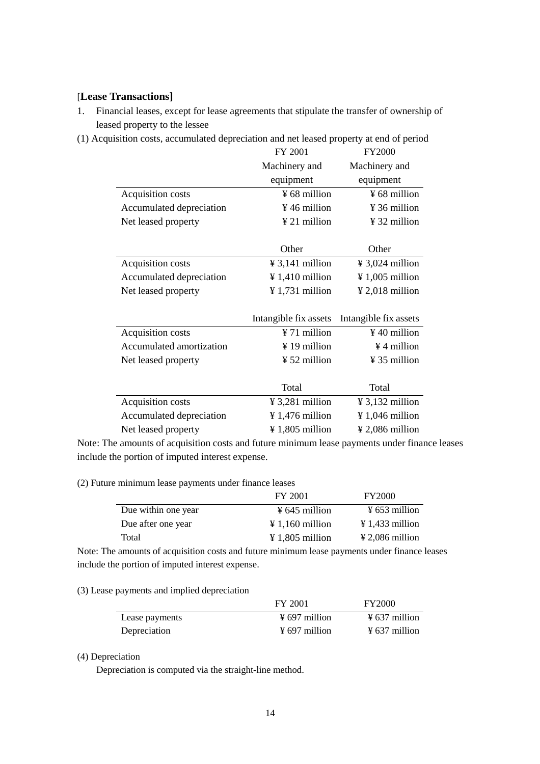## [**Lease Transactions]**

1. Financial leases, except for lease agreements that stipulate the transfer of ownership of leased property to the lessee

(1) Acquisition costs, accumulated depreciation and net leased property at end of period

| | FY 2001 | FY2000 |
|---|---|---|
| | Machinery and equipment | Machinery and equipment |
| Acquisition costs | ¥ 68 million | ¥ 68 million |
| Accumulated depreciation | ¥ 46 million | ¥ 36 million |
| Net leased property | ¥ 21 million | ¥ 32 million |

| | Other | Other |
|---|---|---|
| Acquisition costs | ¥ 3,141 million | ¥ 3,024 million |
| Accumulated depreciation | ¥ 1,410 million | ¥ 1,005 million |
| Net leased property | ¥ 1,731 million | ¥ 2,018 million |

| | Intangible fix assets | Intangible fix assets |
|---|---|---|
| Acquisition costs | ¥ 71 million | ¥ 40 million |
| Accumulated amortization | ¥ 19 million | ¥ 4 million |
| Net leased property | ¥ 52 million | ¥ 35 million |

| | Total | Total |
|---|---|---|
| Acquisition costs | ¥ 3,281 million | ¥ 3,132 million |
| Accumulated depreciation | ¥ 1,476 million | ¥ 1,046 million |
| Net leased property | ¥ 1,805 million | ¥ 2,086 million |

Note: The amounts of acquisition costs and future minimum lease payments under finance leases include the portion of imputed interest expense.

(2) Future minimum lease payments under finance leases

| | FY 2001 | FY2000 |
|---|---|---|
| Due within one year | ¥ 645 million | ¥ 653 million |
| Due after one year | ¥ 1,160 million | ¥ 1,433 million |
| Total | ¥ 1,805 million | ¥ 2,086 million |

Note: The amounts of acquisition costs and future minimum lease payments under finance leases include the portion of imputed interest expense.

(3) Lease payments and implied depreciation

| | FY 2001 | FY2000 |
|---|---|---|
| Lease payments | ¥ 697 million | ¥ 637 million |
| Depreciation | ¥ 697 million | ¥ 637 million |

(4) Depreciation

Depreciation is computed via the straight-line method.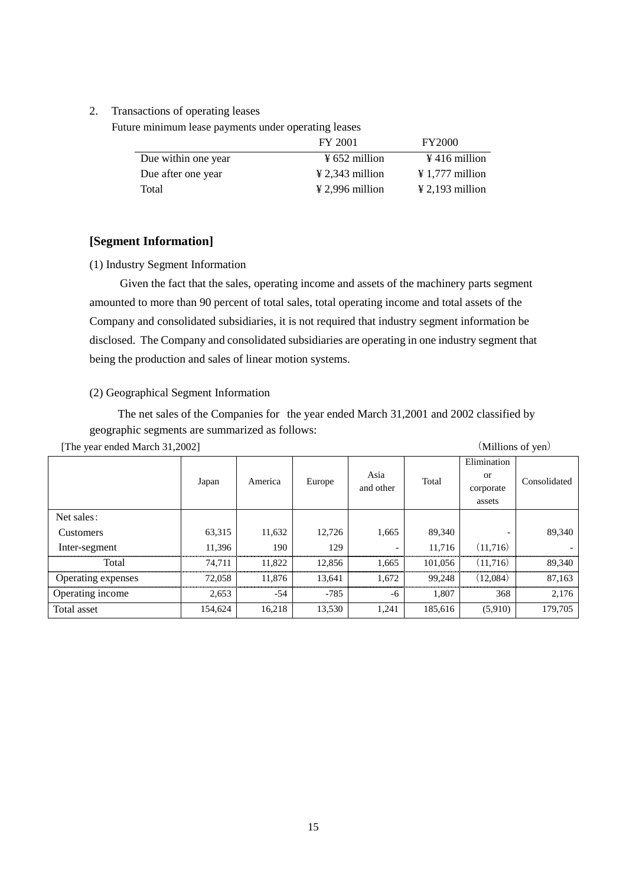2. Transactions of operating leases

Future minimum lease payments under operating leases

| | FY 2001 | FY2000 |
|---|---|---|
| Due within one year | ¥ 652 million | ¥ 416 million |
| Due after one year | ¥ 2,343 million | ¥ 1,777 million |
| Total | ¥ 2,996 million | ¥ 2,193 million |

### [Segment Information]

(1) Industry Segment Information

Given the fact that the sales, operating income and assets of the machinery parts segment amounted to more than 90 percent of total sales, total operating income and total assets of the Company and consolidated subsidiaries, it is not required that industry segment information be disclosed. The Company and consolidated subsidiaries are operating in one industry segment that being the production and sales of linear motion systems.

(2) Geographical Segment Information

The net sales of the Companies for the year ended March 31,2001 and 2002 classified by geographic segments are summarized as follows:

[The year ended March 31,2002] （Millions of yen）

| | Japan | America | Europe | Asia and other | Total | Elimination or corporate assets | Consolidated |
|---|---|---|---|---|---|---|---|
| Net sales: | | | | | | | |
| Customers | 63,315 | 11,632 | 12,726 | 1,665 | 89,340 | - | 89,340 |
| Inter-segment | 11,396 | 190 | 129 | - | 11,716 | (11,716) | - |
| Total | 74,711 | 11,822 | 12,856 | 1,665 | 101,056 | (11,716) | 89,340 |
| Operating expenses | 72,058 | 11,876 | 13,641 | 1,672 | 99,248 | (12,084) | 87,163 |
| Operating income | 2,653 | -54 | -785 | -6 | 1,807 | 368 | 2,176 |
| Total asset | 154,624 | 16,218 | 13,530 | 1,241 | 185,616 | (5,910) | 179,705 |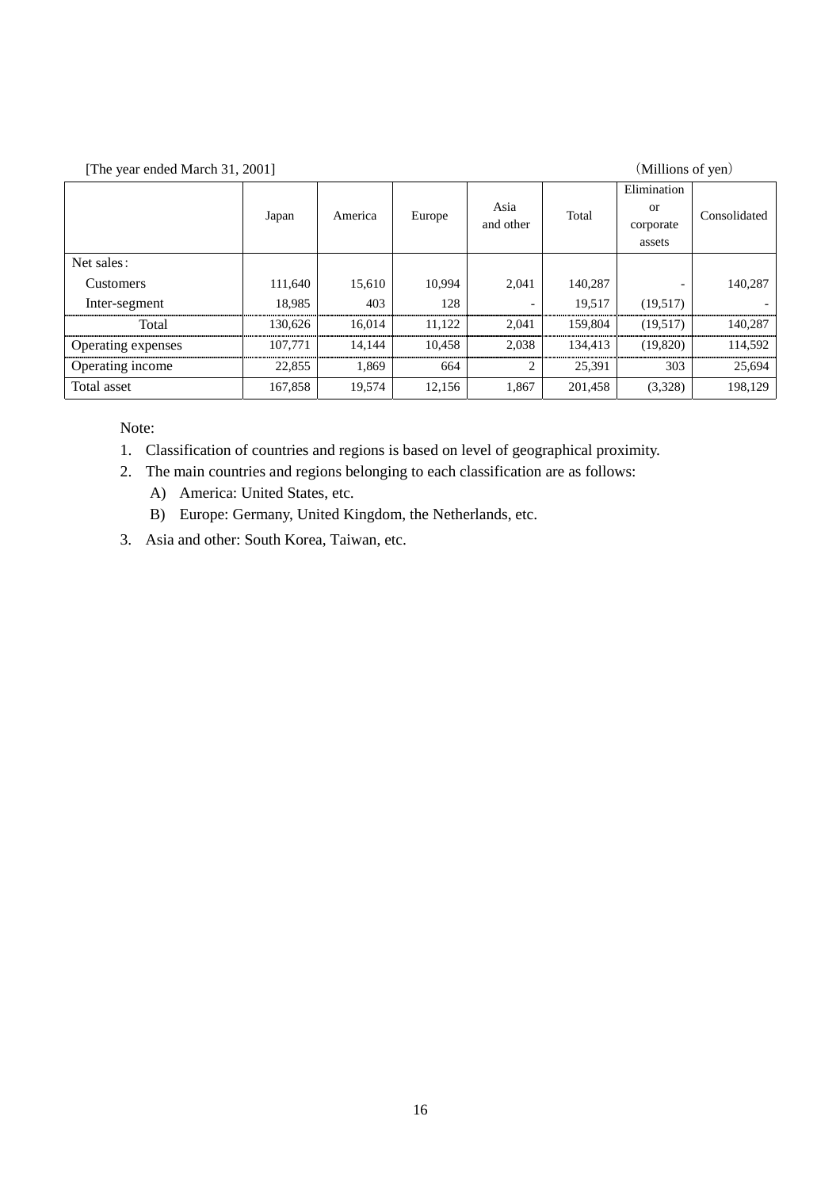[The year ended March 31, 2001]　　　　　　　　　　　　　　　　　　　　　　　　　（Millions of yen）

| | Japan | America | Europe | Asia and other | Total | Elimination or corporate assets | Consolidated |
|---|---|---|---|---|---|---|---|
| Net sales： | | | | | | | |
| Customers | 111,640 | 15,610 | 10,994 | 2,041 | 140,287 | - | 140,287 |
| Inter-segment | 18,985 | 403 | 128 | - | 19,517 | (19,517) | - |
| Total | 130,626 | 16,014 | 11,122 | 2,041 | 159,804 | (19,517) | 140,287 |
| Operating expenses | 107,771 | 14,144 | 10,458 | 2,038 | 134,413 | (19,820) | 114,592 |
| Operating income | 22,855 | 1,869 | 664 | 2 | 25,391 | 303 | 25,694 |
| Total asset | 167,858 | 19,574 | 12,156 | 1,867 | 201,458 | (3,328) | 198,129 |

Note:

1. Classification of countries and regions is based on level of geographical proximity.
2. The main countries and regions belonging to each classification are as follows:
   A) America: United States, etc.
   B) Europe: Germany, United Kingdom, the Netherlands, etc.
3. Asia and other: South Korea, Taiwan, etc.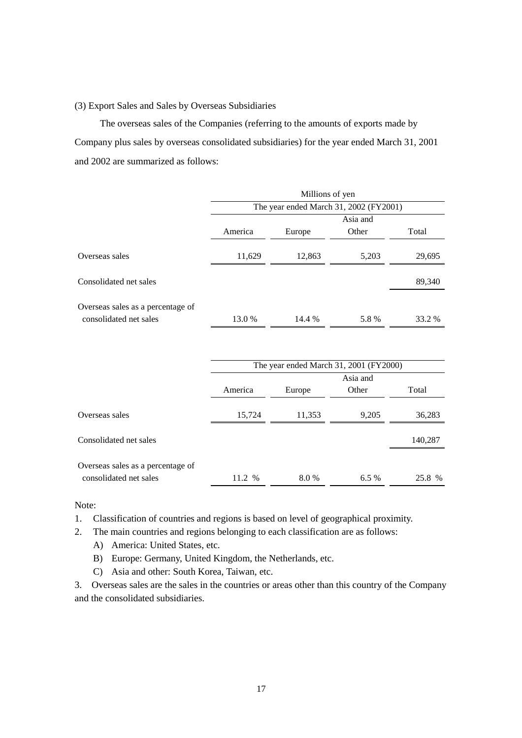(3) Export Sales and Sales by Overseas Subsidiaries

The overseas sales of the Companies (referring to the amounts of exports made by Company plus sales by overseas consolidated subsidiaries) for the year ended March 31, 2001 and 2002 are summarized as follows:

| | Millions of yen | | | |
|---|---|---|---|---|
| | The year ended March 31, 2002 (FY2001) | | | |
| | America | Europe | Asia and Other | Total |
| Overseas sales | 11,629 | 12,863 | 5,203 | 29,695 |
| Consolidated net sales | | | | 89,340 |
| Overseas sales as a percentage of consolidated net sales | 13.0 % | 14.4 % | 5.8 % | 33.2 % |

| | The year ended March 31, 2001 (FY2000) | | | |
|---|---|---|---|---|
| | America | Europe | Asia and Other | Total |
| Overseas sales | 15,724 | 11,353 | 9,205 | 36,283 |
| Consolidated net sales | | | | 140,287 |
| Overseas sales as a percentage of consolidated net sales | 11.2 % | 8.0 % | 6.5 % | 25.8 % |

Note:

1. Classification of countries and regions is based on level of geographical proximity.
2. The main countries and regions belonging to each classification are as follows:
   A) America: United States, etc.
   B) Europe: Germany, United Kingdom, the Netherlands, etc.
   C) Asia and other: South Korea, Taiwan, etc.
3. Overseas sales are the sales in the countries or areas other than this country of the Company and the consolidated subsidiaries.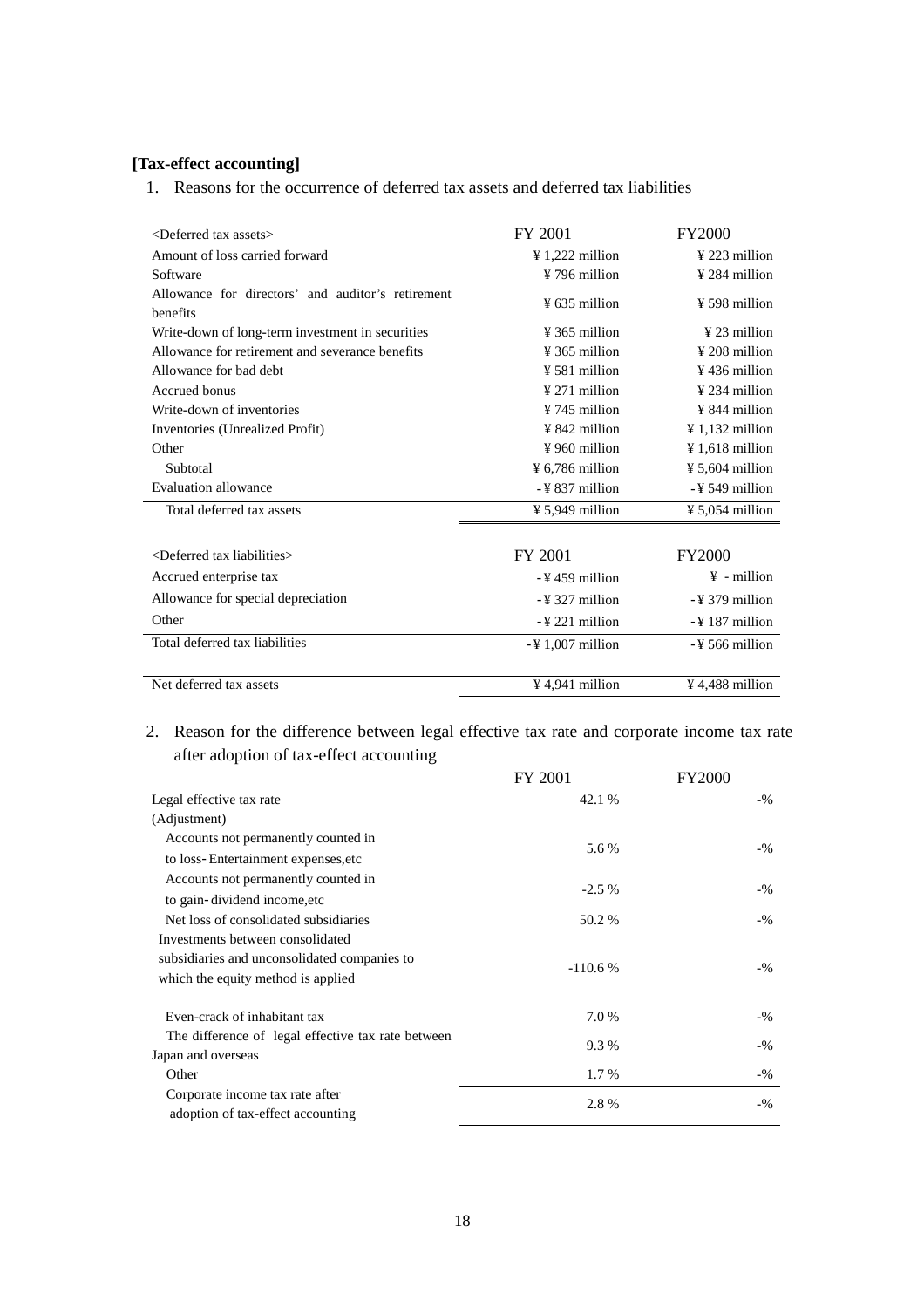**[Tax-effect accounting]**

1. Reasons for the occurrence of deferred tax assets and deferred tax liabilities

| <Deferred tax assets> | FY 2001 | FY2000 |
|---|---|---|
| Amount of loss carried forward | ¥ 1,222 million | ¥ 223 million |
| Software | ¥ 796 million | ¥ 284 million |
| Allowance for directors' and auditor's retirement benefits | ¥ 635 million | ¥ 598 million |
| Write-down of long-term investment in securities | ¥ 365 million | ¥ 23 million |
| Allowance for retirement and severance benefits | ¥ 365 million | ¥ 208 million |
| Allowance for bad debt | ¥ 581 million | ¥ 436 million |
| Accrued bonus | ¥ 271 million | ¥ 234 million |
| Write-down of inventories | ¥ 745 million | ¥ 844 million |
| Inventories (Unrealized Profit) | ¥ 842 million | ¥ 1,132 million |
| Other | ¥ 960 million | ¥ 1,618 million |
| Subtotal | ¥ 6,786 million | ¥ 5,604 million |
| Evaluation allowance | -¥ 837 million | -¥ 549 million |
| Total deferred tax assets | ¥ 5,949 million | ¥ 5,054 million |

| <Deferred tax liabilities> | FY 2001 | FY2000 |
|---|---|---|
| Accrued enterprise tax | -¥ 459 million | ¥ - million |
| Allowance for special depreciation | -¥ 327 million | -¥ 379 million |
| Other | -¥ 221 million | -¥ 187 million |
| Total deferred tax liabilities | -¥ 1,007 million | -¥ 566 million |
| Net deferred tax assets | ¥ 4,941 million | ¥ 4,488 million |

2. Reason for the difference between legal effective tax rate and corporate income tax rate after adoption of tax-effect accounting

| | FY 2001 | FY2000 |
|---|---|---|
| Legal effective tax rate | 42.1 % | -% |
| (Adjustment) | | |
| Accounts not permanently counted in to loss-Entertainment expenses,etc | 5.6 % | -% |
| Accounts not permanently counted in to gain-dividend income,etc | -2.5 % | -% |
| Net loss of consolidated subsidiaries | 50.2 % | -% |
| Investments between consolidated subsidiaries and unconsolidated companies to which the equity method is applied | -110.6 % | -% |
| Even-crack of inhabitant tax | 7.0 % | -% |
| The difference of legal effective tax rate between Japan and overseas | 9.3 % | -% |
| Other | 1.7 % | -% |
| Corporate income tax rate after adoption of tax-effect accounting | 2.8 % | -% |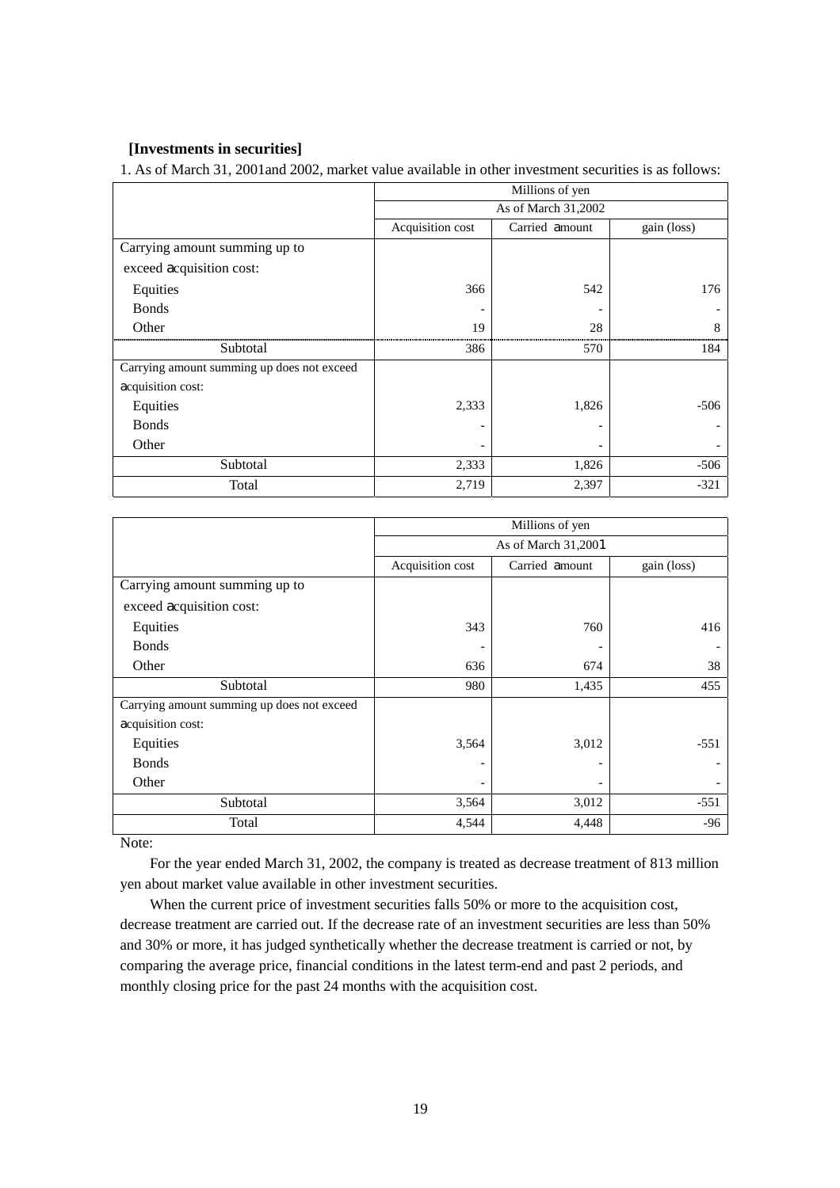**[Investments in securities]**

1. As of March 31, 2001and 2002, market value available in other investment securities is as follows:

| | Millions of yen | | |
|---|---|---|---|
| | As of March 31,2002 | | |
| | Acquisition cost | Carried amount | gain (loss) |
| Carrying amount summing up to exceed acquisition cost: | | | |
| Equities | 366 | 542 | 176 |
| Bonds | - | - | - |
| Other | 19 | 28 | 8 |
| Subtotal | 386 | 570 | 184 |
| Carrying amount summing up does not exceed acquisition cost: | | | |
| Equities | 2,333 | 1,826 | -506 |
| Bonds | - | - | - |
| Other | - | - | - |
| Subtotal | 2,333 | 1,826 | -506 |
| Total | 2,719 | 2,397 | -321 |

| | Millions of yen | | |
|---|---|---|---|
| | As of March 31,2001 | | |
| | Acquisition cost | Carried amount | gain (loss) |
| Carrying amount summing up to exceed acquisition cost: | | | |
| Equities | 343 | 760 | 416 |
| Bonds | - | - | - |
| Other | 636 | 674 | 38 |
| Subtotal | 980 | 1,435 | 455 |
| Carrying amount summing up does not exceed acquisition cost: | | | |
| Equities | 3,564 | 3,012 | -551 |
| Bonds | - | - | - |
| Other | - | - | - |
| Subtotal | 3,564 | 3,012 | -551 |
| Total | 4,544 | 4,448 | -96 |

Note:

For the year ended March 31, 2002, the company is treated as decrease treatment of 813 million yen about market value available in other investment securities.

When the current price of investment securities falls 50% or more to the acquisition cost, decrease treatment are carried out. If the decrease rate of an investment securities are less than 50% and 30% or more, it has judged synthetically whether the decrease treatment is carried or not, by comparing the average price, financial conditions in the latest term-end and past 2 periods, and monthly closing price for the past 24 months with the acquisition cost.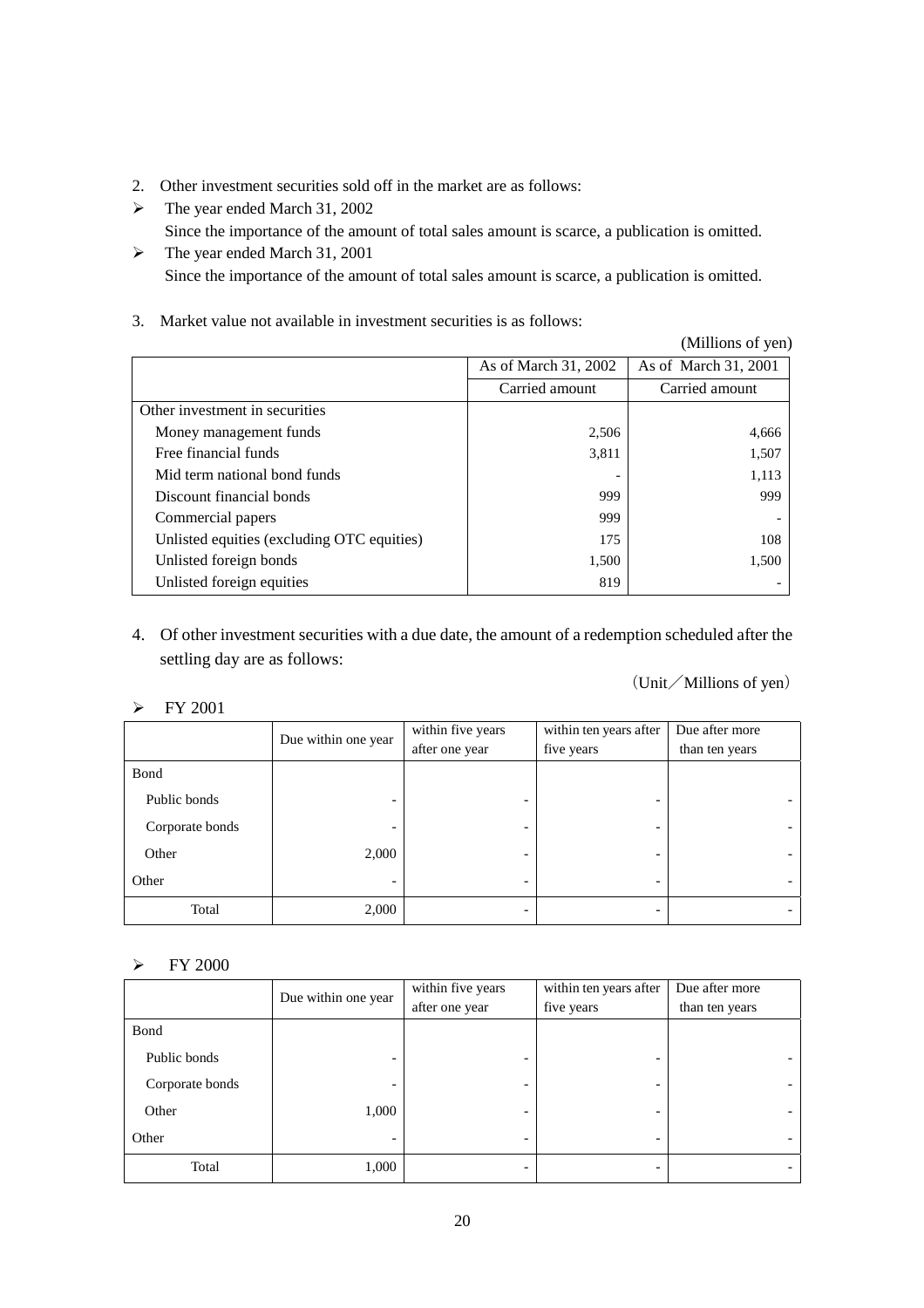2. Other investment securities sold off in the market are as follows:

- The year ended March 31, 2002
  Since the importance of the amount of total sales amount is scarce, a publication is omitted.
- The year ended March 31, 2001
  Since the importance of the amount of total sales amount is scarce, a publication is omitted.

3. Market value not available in investment securities is as follows:

(Millions of yen)

| | As of March 31, 2002 | As of March 31, 2001 |
|---|---|---|
| | Carried amount | Carried amount |
| Other investment in securities | | |
| Money management funds | 2,506 | 4,666 |
| Free financial funds | 3,811 | 1,507 |
| Mid term national bond funds | - | 1,113 |
| Discount financial bonds | 999 | 999 |
| Commercial papers | 999 | - |
| Unlisted equities (excluding OTC equities) | 175 | 108 |
| Unlisted foreign bonds | 1,500 | 1,500 |
| Unlisted foreign equities | 819 | - |

4. Of other investment securities with a due date, the amount of a redemption scheduled after the settling day are as follows:

（Unit／Millions of yen）

- FY 2001

| | Due within one year | within five years after one year | within ten years after five years | Due after more than ten years |
|---|---|---|---|---|
| Bond | | | | |
| Public bonds | - | - | - | - |
| Corporate bonds | - | - | - | - |
| Other | 2,000 | - | - | - |
| Other | - | - | - | - |
| Total | 2,000 | - | - | - |

- FY 2000

| | Due within one year | within five years after one year | within ten years after five years | Due after more than ten years |
|---|---|---|---|---|
| Bond | | | | |
| Public bonds | - | - | - | - |
| Corporate bonds | - | - | - | - |
| Other | 1,000 | - | - | - |
| Other | - | - | - | - |
| Total | 1,000 | - | - | - |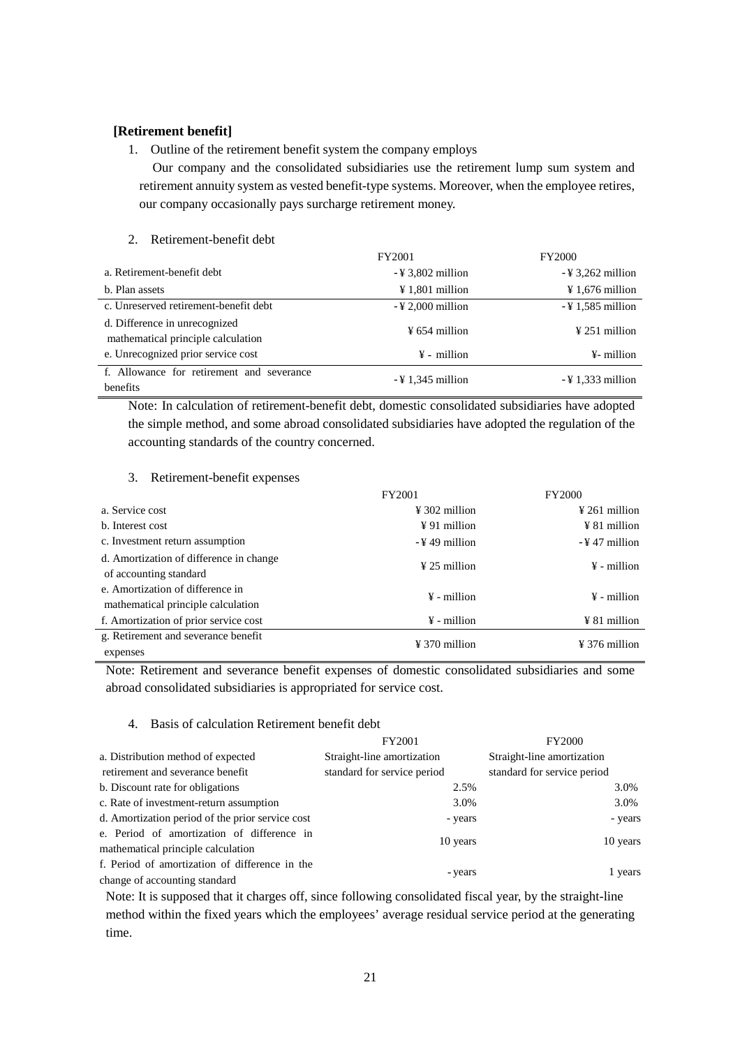**[Retirement benefit]**

1. Outline of the retirement benefit system the company employs

   Our company and the consolidated subsidiaries use the retirement lump sum system and retirement annuity system as vested benefit-type systems. Moreover, when the employee retires, our company occasionally pays surcharge retirement money.

2. Retirement-benefit debt

| | FY2001 | FY2000 |
|---|---|---|
| a. Retirement-benefit debt | -¥ 3,802 million | -¥ 3,262 million |
| b. Plan assets | ¥ 1,801 million | ¥ 1,676 million |
| c. Unreserved retirement-benefit debt | -¥ 2,000 million | -¥ 1,585 million |
| d. Difference in unrecognized mathematical principle calculation | ¥ 654 million | ¥ 251 million |
| e. Unrecognized prior service cost | ¥ - million | ¥- million |
| f. Allowance for retirement and severance benefits | -¥ 1,345 million | -¥ 1,333 million |

Note: In calculation of retirement-benefit debt, domestic consolidated subsidiaries have adopted the simple method, and some abroad consolidated subsidiaries have adopted the regulation of the accounting standards of the country concerned.

3. Retirement-benefit expenses

| | FY2001 | FY2000 |
|---|---|---|
| a. Service cost | ¥ 302 million | ¥ 261 million |
| b. Interest cost | ¥ 91 million | ¥ 81 million |
| c. Investment return assumption | -¥ 49 million | -¥ 47 million |
| d. Amortization of difference in change of accounting standard | ¥ 25 million | ¥ - million |
| e. Amortization of difference in mathematical principle calculation | ¥ - million | ¥ - million |
| f. Amortization of prior service cost | ¥ - million | ¥ 81 million |
| g. Retirement and severance benefit expenses | ¥ 370 million | ¥ 376 million |

Note: Retirement and severance benefit expenses of domestic consolidated subsidiaries and some abroad consolidated subsidiaries is appropriated for service cost.

4. Basis of calculation Retirement benefit debt

| | FY2001 | FY2000 |
|---|---|---|
| a. Distribution method of expected retirement and severance benefit | Straight-line amortization standard for service period | Straight-line amortization standard for service period |
| b. Discount rate for obligations | 2.5% | 3.0% |
| c. Rate of investment-return assumption | 3.0% | 3.0% |
| d. Amortization period of the prior service cost | - years | - years |
| e. Period of amortization of difference in mathematical principle calculation | 10 years | 10 years |
| f. Period of amortization of difference in the change of accounting standard | - years | 1 years |

Note: It is supposed that it charges off, since following consolidated fiscal year, by the straight-line method within the fixed years which the employees' average residual service period at the generating time.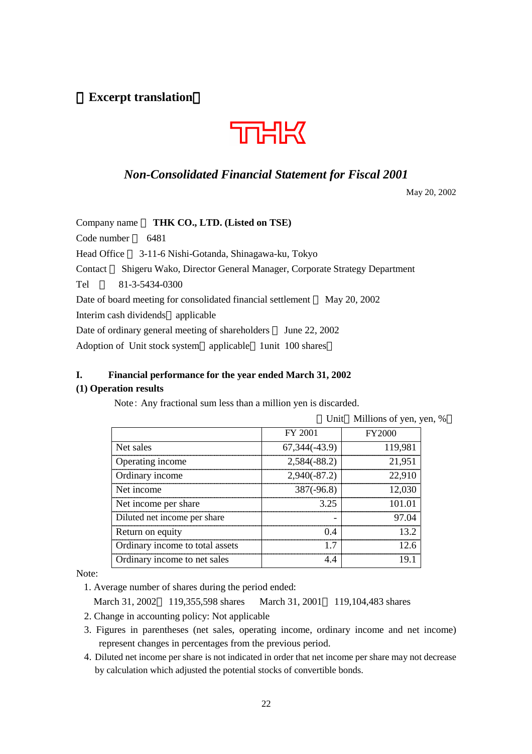【Excerpt translation】

THK

## *Non-Consolidated Financial Statement for Fiscal 2001*

May 20, 2002

Company name ： **THK CO., LTD. (Listed on TSE)**

Code number ： 6481

Head Office ： 3-11-6 Nishi-Gotanda, Shinagawa-ku, Tokyo

Contact ： Shigeru Wako, Director General Manager, Corporate Strategy Department

Tel ： 81-3-5434-0300

Date of board meeting for consolidated financial settlement ： May 20, 2002

Interim cash dividends：applicable

Date of ordinary general meeting of shareholders ： June 22, 2002

Adoption of Unit stock system：applicable（1unit 100 shares）

### I. Financial performance for the year ended March 31, 2002

#### (1) Operation results

Note: Any fractional sum less than a million yen is discarded.

（Unit：Millions of yen, yen, %）

| | FY 2001 | FY2000 |
|---|---|---|
| Net sales | 67,344(-43.9) | 119,981 |
| Operating income | 2,584(-88.2) | 21,951 |
| Ordinary income | 2,940(-87.2) | 22,910 |
| Net income | 387(-96.8) | 12,030 |
| Net income per share | 3.25 | 101.01 |
| Diluted net income per share | - | 97.04 |
| Return on equity | 0.4 | 13.2 |
| Ordinary income to total assets | 1.7 | 12.6 |
| Ordinary income to net sales | 4.4 | 19.1 |

Note:

1. Average number of shares during the period ended:
   March 31, 2002：119,355,598 shares March 31, 2001：119,104,483 shares
2. Change in accounting policy: Not applicable
3. Figures in parentheses (net sales, operating income, ordinary income and net income) represent changes in percentages from the previous period.
4. Diluted net income per share is not indicated in order that net income per share may not decrease by calculation which adjusted the potential stocks of convertible bonds.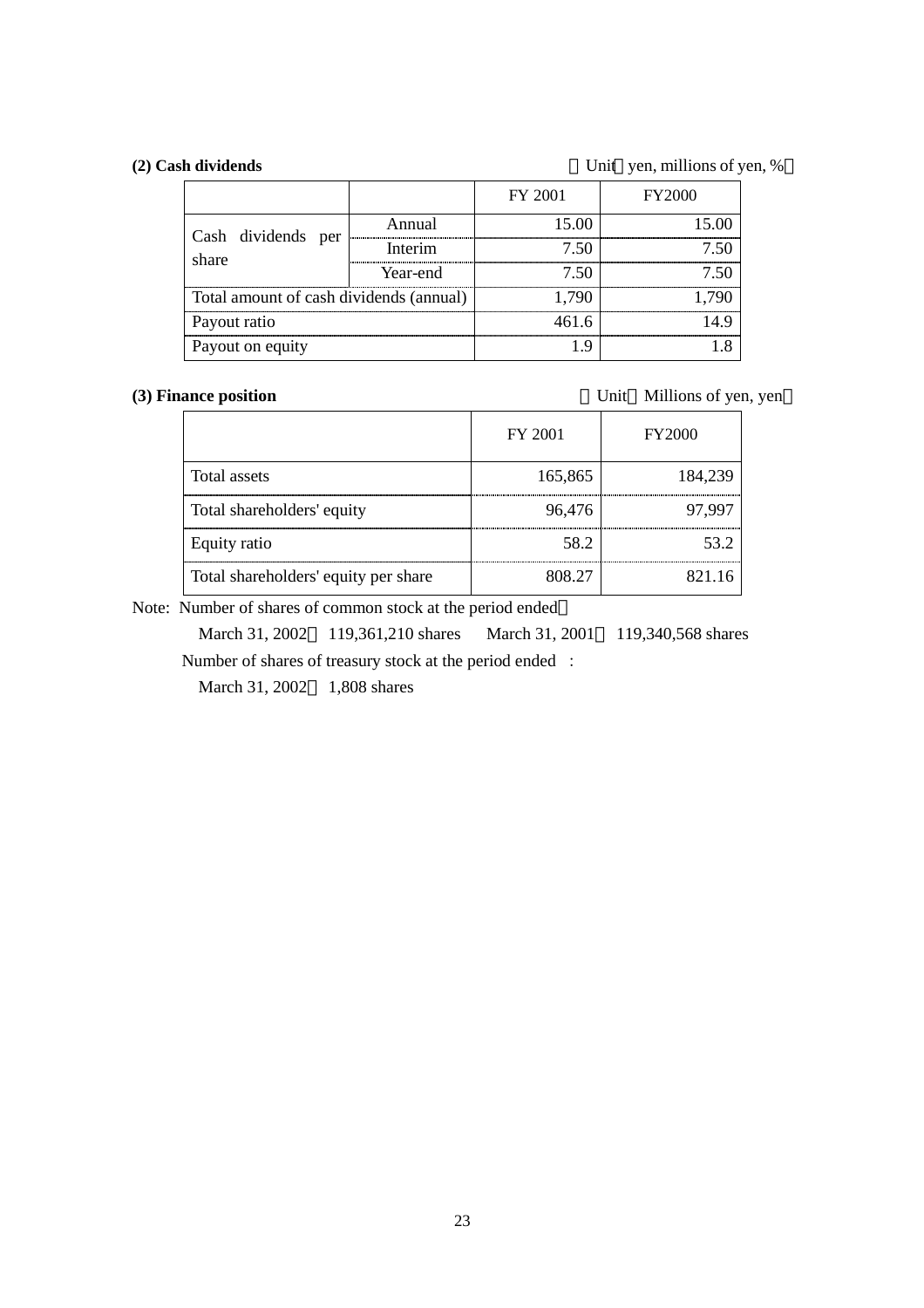**(2) Cash dividends**

（Unit：yen, millions of yen, %）

| | | FY 2001 | FY2000 |
|---|---|---|---|
| Cash dividends per share | Annual | 15.00 | 15.00 |
| | Interim | 7.50 | 7.50 |
| | Year-end | 7.50 | 7.50 |
| Total amount of cash dividends (annual) | | 1,790 | 1,790 |
| Payout ratio | | 461.6 | 14.9 |
| Payout on equity | | 1.9 | 1.8 |

**(3) Finance position**

（Unit：Millions of yen, yen）

| | FY 2001 | FY2000 |
|---|---|---|
| Total assets | 165,865 | 184,239 |
| Total shareholders' equity | 96,476 | 97,997 |
| Equity ratio | 58.2 | 53.2 |
| Total shareholders' equity per share | 808.27 | 821.16 |

Note: Number of shares of common stock at the period ended：

March 31, 2002：119,361,210 shares　March 31, 2001：119,340,568 shares

Number of shares of treasury stock at the period ended :

March 31, 2002：1,808 shares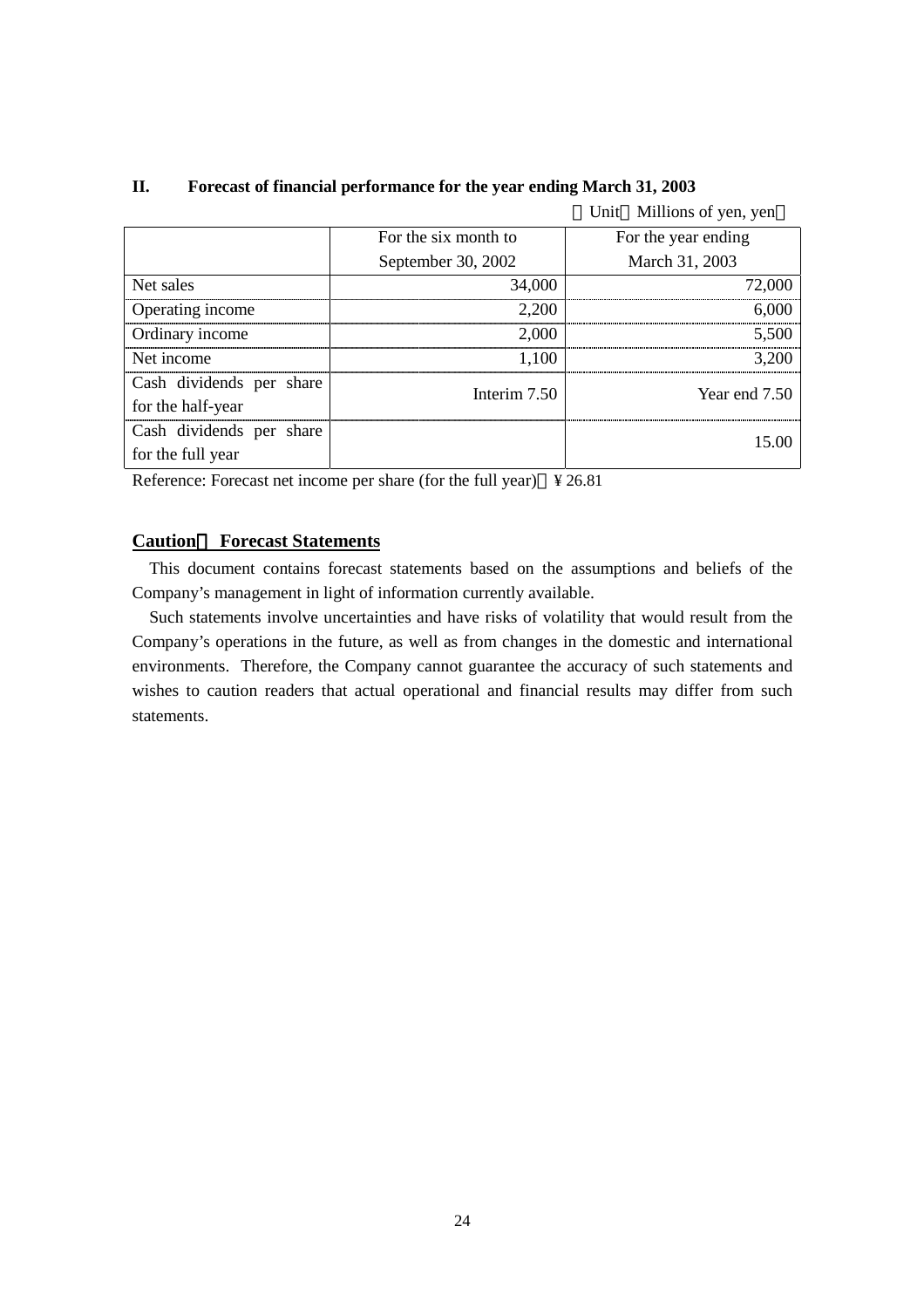## II. Forecast of financial performance for the year ending March 31, 2003

（Unit：Millions of yen, yen）

| | For the six month to September 30, 2002 | For the year ending March 31, 2003 |
|---|---|---|
| Net sales | 34,000 | 72,000 |
| Operating income | 2,200 | 6,000 |
| Ordinary income | 2,000 | 5,500 |
| Net income | 1,100 | 3,200 |
| Cash dividends per share for the half-year | Interim 7.50 | Year end 7.50 |
| Cash dividends per share for the full year | | 15.00 |

Reference: Forecast net income per share (for the full year)：¥26.81

**Caution： Forecast Statements**

This document contains forecast statements based on the assumptions and beliefs of the Company's management in light of information currently available.

Such statements involve uncertainties and have risks of volatility that would result from the Company's operations in the future, as well as from changes in the domestic and international environments. Therefore, the Company cannot guarantee the accuracy of such statements and wishes to caution readers that actual operational and financial results may differ from such statements.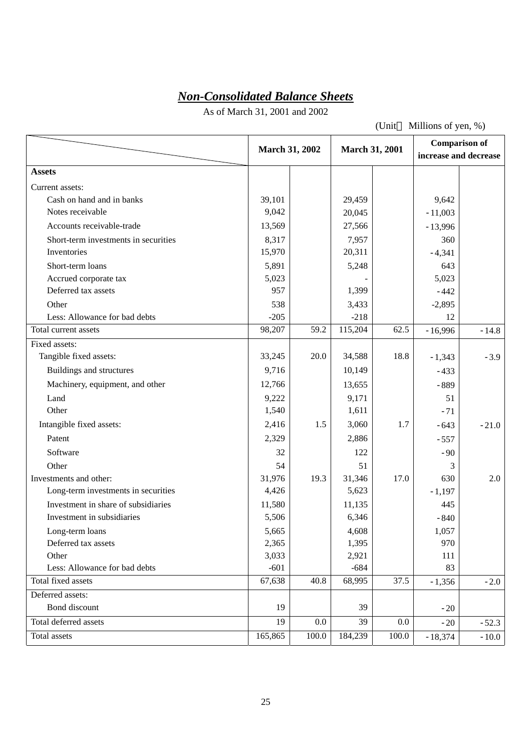# *Non-Consolidated Balance Sheets*

As of March 31, 2001 and 2002

(Unit：Millions of yen, %)

| | March 31, 2002 | | March 31, 2001 | | Comparison of increase and decrease | |
|---|---|---|---|---|---|---|
| **Assets** | | | | | | |
| Current assets: | | | | | | |
| Cash on hand and in banks | 39,101 | | 29,459 | | 9,642 | |
| Notes receivable | 9,042 | | 20,045 | | -11,003 | |
| Accounts receivable-trade | 13,569 | | 27,566 | | -13,996 | |
| Short-term investments in securities | 8,317 | | 7,957 | | 360 | |
| Inventories | 15,970 | | 20,311 | | -4,341 | |
| Short-term loans | 5,891 | | 5,248 | | 643 | |
| Accrued corporate tax | 5,023 | | - | | 5,023 | |
| Deferred tax assets | 957 | | 1,399 | | -442 | |
| Other | 538 | | 3,433 | | -2,895 | |
| Less: Allowance for bad debts | -205 | | -218 | | 12 | |
| Total current assets | 98,207 | 59.2 | 115,204 | 62.5 | -16,996 | -14.8 |
| Fixed assets: | | | | | | |
| Tangible fixed assets: | 33,245 | 20.0 | 34,588 | 18.8 | -1,343 | -3.9 |
| Buildings and structures | 9,716 | | 10,149 | | -433 | |
| Machinery, equipment, and other | 12,766 | | 13,655 | | -889 | |
| Land | 9,222 | | 9,171 | | 51 | |
| Other | 1,540 | | 1,611 | | -71 | |
| Intangible fixed assets: | 2,416 | 1.5 | 3,060 | 1.7 | -643 | -21.0 |
| Patent | 2,329 | | 2,886 | | -557 | |
| Software | 32 | | 122 | | -90 | |
| Other | 54 | | 51 | | 3 | |
| Investments and other: | 31,976 | 19.3 | 31,346 | 17.0 | 630 | 2.0 |
| Long-term investments in securities | 4,426 | | 5,623 | | -1,197 | |
| Investment in share of subsidiaries | 11,580 | | 11,135 | | 445 | |
| Investment in subsidiaries | 5,506 | | 6,346 | | -840 | |
| Long-term loans | 5,665 | | 4,608 | | 1,057 | |
| Deferred tax assets | 2,365 | | 1,395 | | 970 | |
| Other | 3,033 | | 2,921 | | 111 | |
| Less: Allowance for bad debts | -601 | | -684 | | 83 | |
| Total fixed assets | 67,638 | 40.8 | 68,995 | 37.5 | -1,356 | -2.0 |
| Deferred assets: | | | | | | |
| Bond discount | 19 | | 39 | | -20 | |
| Total deferred assets | 19 | 0.0 | 39 | 0.0 | -20 | -52.3 |
| Total assets | 165,865 | 100.0 | 184,239 | 100.0 | -18,374 | -10.0 |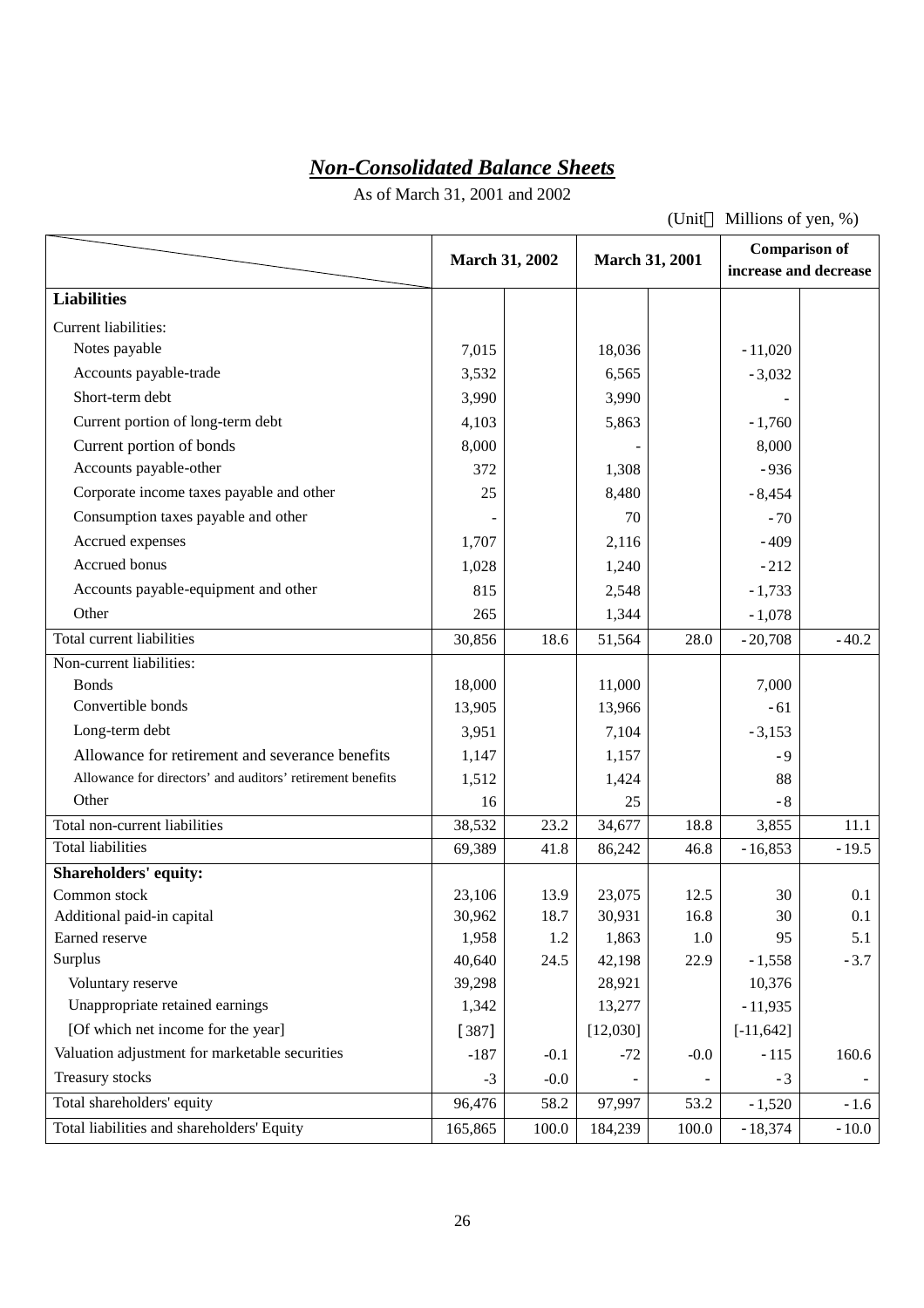## *Non-Consolidated Balance Sheets*

As of March 31, 2001 and 2002

(Unit Millions of yen, %)

| | March 31, 2002 | | March 31, 2001 | | Comparison of increase and decrease | |
|---|---|---|---|---|---|---|
| **Liabilities** | | | | | | |
| Current liabilities: | | | | | | |
| Notes payable | 7,015 | | 18,036 | | -11,020 | |
| Accounts payable-trade | 3,532 | | 6,565 | | -3,032 | |
| Short-term debt | 3,990 | | 3,990 | | - | |
| Current portion of long-term debt | 4,103 | | 5,863 | | -1,760 | |
| Current portion of bonds | 8,000 | | - | | 8,000 | |
| Accounts payable-other | 372 | | 1,308 | | -936 | |
| Corporate income taxes payable and other | 25 | | 8,480 | | -8,454 | |
| Consumption taxes payable and other | - | | 70 | | -70 | |
| Accrued expenses | 1,707 | | 2,116 | | -409 | |
| Accrued bonus | 1,028 | | 1,240 | | -212 | |
| Accounts payable-equipment and other | 815 | | 2,548 | | -1,733 | |
| Other | 265 | | 1,344 | | -1,078 | |
| Total current liabilities | 30,856 | 18.6 | 51,564 | 28.0 | -20,708 | -40.2 |
| Non-current liabilities: | | | | | | |
| Bonds | 18,000 | | 11,000 | | 7,000 | |
| Convertible bonds | 13,905 | | 13,966 | | -61 | |
| Long-term debt | 3,951 | | 7,104 | | -3,153 | |
| Allowance for retirement and severance benefits | 1,147 | | 1,157 | | -9 | |
| Allowance for directors' and auditors' retirement benefits | 1,512 | | 1,424 | | 88 | |
| Other | 16 | | 25 | | -8 | |
| Total non-current liabilities | 38,532 | 23.2 | 34,677 | 18.8 | 3,855 | 11.1 |
| Total liabilities | 69,389 | 41.8 | 86,242 | 46.8 | -16,853 | -19.5 |
| **Shareholders' equity:** | | | | | | |
| Common stock | 23,106 | 13.9 | 23,075 | 12.5 | 30 | 0.1 |
| Additional paid-in capital | 30,962 | 18.7 | 30,931 | 16.8 | 30 | 0.1 |
| Earned reserve | 1,958 | 1.2 | 1,863 | 1.0 | 95 | 5.1 |
| Surplus | 40,640 | 24.5 | 42,198 | 22.9 | -1,558 | -3.7 |
| Voluntary reserve | 39,298 | | 28,921 | | 10,376 | |
| Unappropriate retained earnings | 1,342 | | 13,277 | | -11,935 | |
| [Of which net income for the year] | [387] | | [12,030] | | [-11,642] | |
| Valuation adjustment for marketable securities | -187 | -0.1 | -72 | -0.0 | -115 | 160.6 |
| Treasury stocks | -3 | -0.0 | - | - | -3 | - |
| Total shareholders' equity | 96,476 | 58.2 | 97,997 | 53.2 | -1,520 | -1.6 |
| Total liabilities and shareholders' Equity | 165,865 | 100.0 | 184,239 | 100.0 | -18,374 | -10.0 |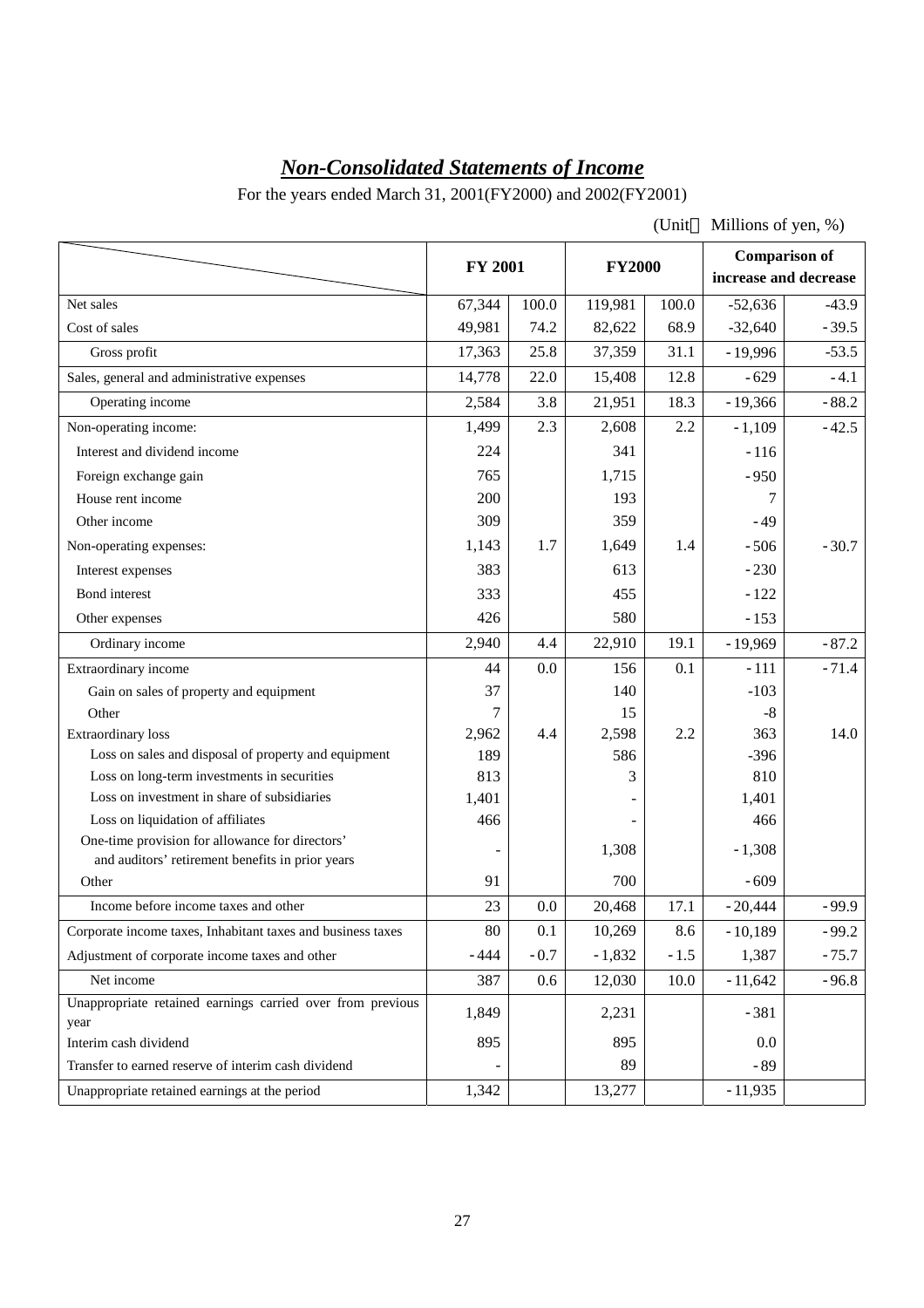# ***Non-Consolidated Statements of Income***

For the years ended March 31, 2001(FY2000) and 2002(FY2001)

(Unit　Millions of yen, %)

| | FY 2001 | | FY2000 | | Comparison of increase and decrease | |
|---|---|---|---|---|---|---|
| Net sales | 67,344 | 100.0 | 119,981 | 100.0 | -52,636 | -43.9 |
| Cost of sales | 49,981 | 74.2 | 82,622 | 68.9 | -32,640 | -39.5 |
| Gross profit | 17,363 | 25.8 | 37,359 | 31.1 | -19,996 | -53.5 |
| Sales, general and administrative expenses | 14,778 | 22.0 | 15,408 | 12.8 | -629 | -4.1 |
| Operating income | 2,584 | 3.8 | 21,951 | 18.3 | -19,366 | -88.2 |
| Non-operating income: | 1,499 | 2.3 | 2,608 | 2.2 | -1,109 | -42.5 |
| Interest and dividend income | 224 | | 341 | | -116 | |
| Foreign exchange gain | 765 | | 1,715 | | -950 | |
| House rent income | 200 | | 193 | | 7 | |
| Other income | 309 | | 359 | | -49 | |
| Non-operating expenses: | 1,143 | 1.7 | 1,649 | 1.4 | -506 | -30.7 |
| Interest expenses | 383 | | 613 | | -230 | |
| Bond interest | 333 | | 455 | | -122 | |
| Other expenses | 426 | | 580 | | -153 | |
| Ordinary income | 2,940 | 4.4 | 22,910 | 19.1 | -19,969 | -87.2 |
| Extraordinary income | 44 | 0.0 | 156 | 0.1 | -111 | -71.4 |
| Gain on sales of property and equipment | 37 | | 140 | | -103 | |
| Other | 7 | | 15 | | -8 | |
| Extraordinary loss | 2,962 | 4.4 | 2,598 | 2.2 | 363 | 14.0 |
| Loss on sales and disposal of property and equipment | 189 | | 586 | | -396 | |
| Loss on long-term investments in securities | 813 | | 3 | | 810 | |
| Loss on investment in share of subsidiaries | 1,401 | | - | | 1,401 | |
| Loss on liquidation of affiliates | 466 | | - | | 466 | |
| One-time provision for allowance for directors' and auditors' retirement benefits in prior years | - | | 1,308 | | -1,308 | |
| Other | 91 | | 700 | | -609 | |
| Income before income taxes and other | 23 | 0.0 | 20,468 | 17.1 | -20,444 | -99.9 |
| Corporate income taxes, Inhabitant taxes and business taxes | 80 | 0.1 | 10,269 | 8.6 | -10,189 | -99.2 |
| Adjustment of corporate income taxes and other | -444 | -0.7 | -1,832 | -1.5 | 1,387 | -75.7 |
| Net income | 387 | 0.6 | 12,030 | 10.0 | -11,642 | -96.8 |
| Unappropriate retained earnings carried over from previous year | 1,849 | | 2,231 | | -381 | |
| Interim cash dividend | 895 | | 895 | | 0.0 | |
| Transfer to earned reserve of interim cash dividend | - | | 89 | | -89 | |
| Unappropriate retained earnings at the period | 1,342 | | 13,277 | | -11,935 | |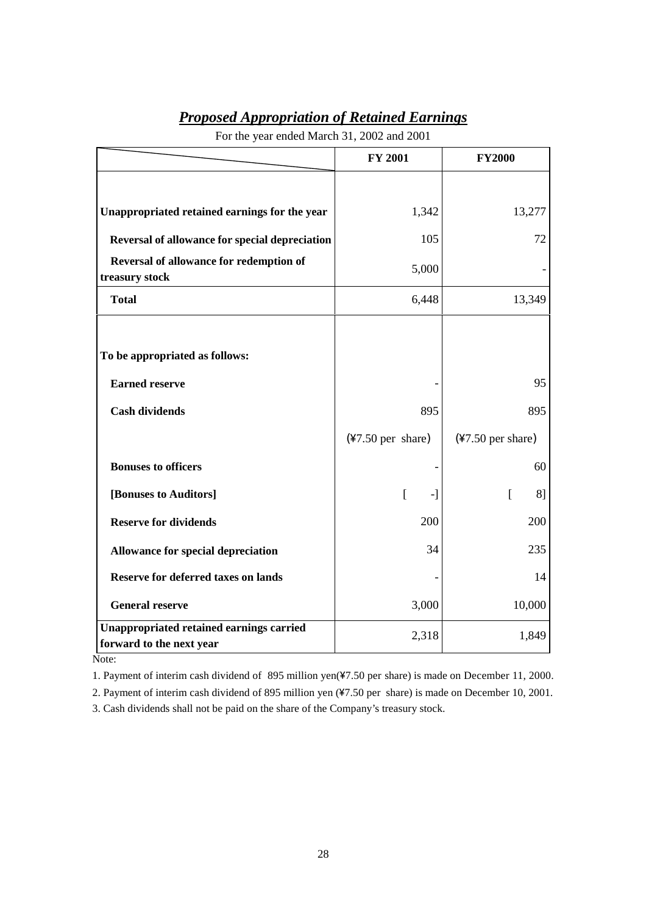## ***Proposed Appropriation of Retained Earnings***

For the year ended March 31, 2002 and 2001

| | FY 2001 | FY2000 |
|---|---|---|
| **Unappropriated retained earnings for the year** | 1,342 | 13,277 |
| **Reversal of allowance for special depreciation** | 105 | 72 |
| **Reversal of allowance for redemption of treasury stock** | 5,000 | - |
| **Total** | 6,448 | 13,349 |
| **To be appropriated as follows:** | | |
| **Earned reserve** | - | 95 |
| **Cash dividends** | 895 | 895 |
| | (¥7.50 per share) | (¥7.50 per share) |
| **Bonuses to officers** | - | 60 |
| **[Bonuses to Auditors]** | [ -] | [ 8] |
| **Reserve for dividends** | 200 | 200 |
| **Allowance for special depreciation** | 34 | 235 |
| **Reserve for deferred taxes on lands** | - | 14 |
| **General reserve** | 3,000 | 10,000 |
| **Unappropriated retained earnings carried forward to the next year** | 2,318 | 1,849 |

Note:

1. Payment of interim cash dividend of 895 million yen(¥7.50 per share) is made on December 11, 2000.
2. Payment of interim cash dividend of 895 million yen (¥7.50 per share) is made on December 10, 2001.
3. Cash dividends shall not be paid on the share of the Company's treasury stock.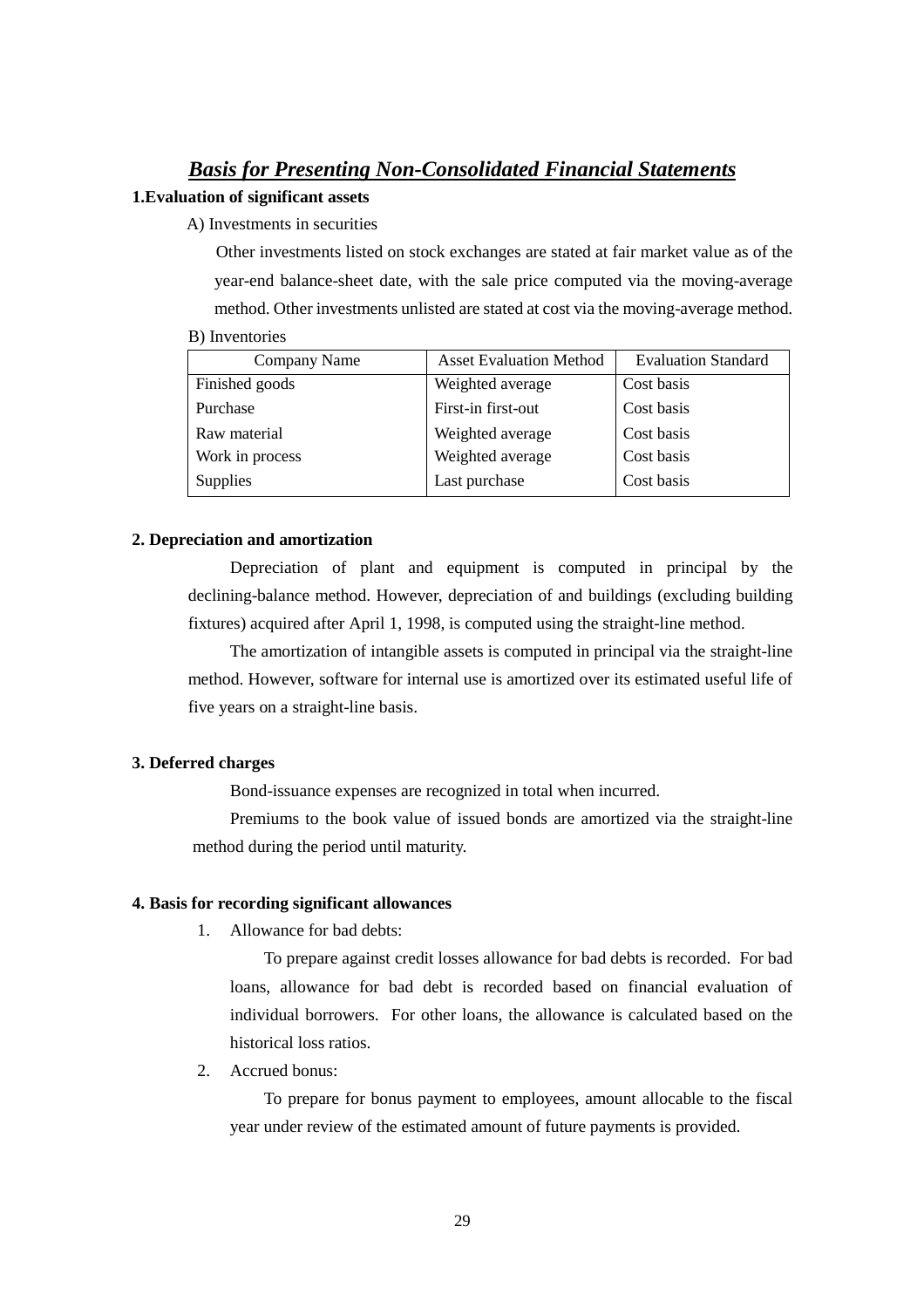# ***Basis for Presenting Non-Consolidated Financial Statements***

**1.Evaluation of significant assets**

A) Investments in securities

Other investments listed on stock exchanges are stated at fair market value as of the year-end balance-sheet date, with the sale price computed via the moving-average method. Other investments unlisted are stated at cost via the moving-average method.

B) Inventories

| Company Name | Asset Evaluation Method | Evaluation Standard |
|---|---|---|
| Finished goods | Weighted average | Cost basis |
| Purchase | First-in first-out | Cost basis |
| Raw material | Weighted average | Cost basis |
| Work in process | Weighted average | Cost basis |
| Supplies | Last purchase | Cost basis |

**2. Depreciation and amortization**

Depreciation of plant and equipment is computed in principal by the declining-balance method. However, depreciation of and buildings (excluding building fixtures) acquired after April 1, 1998, is computed using the straight-line method.

The amortization of intangible assets is computed in principal via the straight-line method. However, software for internal use is amortized over its estimated useful life of five years on a straight-line basis.

**3. Deferred charges**

Bond-issuance expenses are recognized in total when incurred.

Premiums to the book value of issued bonds are amortized via the straight-line method during the period until maturity.

**4. Basis for recording significant allowances**

1. Allowance for bad debts:

   To prepare against credit losses allowance for bad debts is recorded. For bad loans, allowance for bad debt is recorded based on financial evaluation of individual borrowers. For other loans, the allowance is calculated based on the historical loss ratios.

2. Accrued bonus:

   To prepare for bonus payment to employees, amount allocable to the fiscal year under review of the estimated amount of future payments is provided.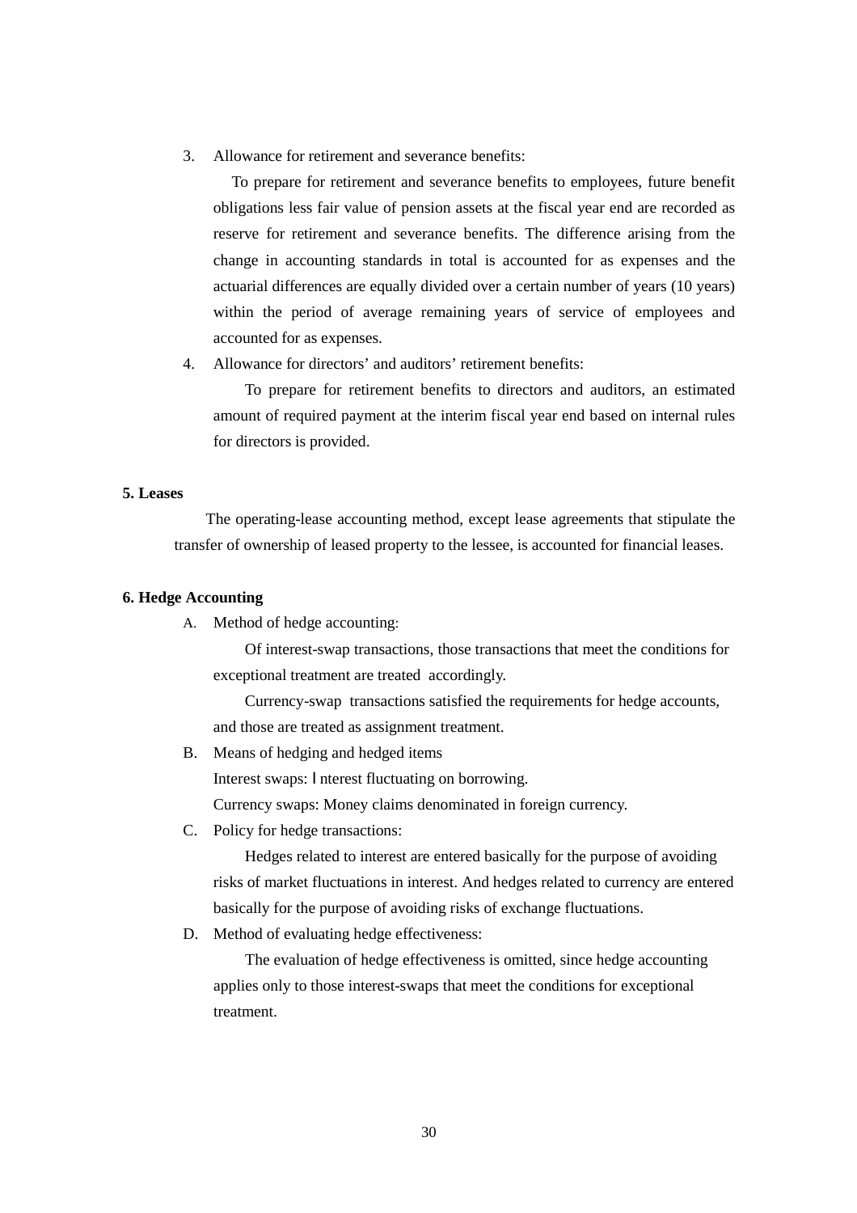3. Allowance for retirement and severance benefits:

   To prepare for retirement and severance benefits to employees, future benefit obligations less fair value of pension assets at the fiscal year end are recorded as reserve for retirement and severance benefits. The difference arising from the change in accounting standards in total is accounted for as expenses and the actuarial differences are equally divided over a certain number of years (10 years) within the period of average remaining years of service of employees and accounted for as expenses.

4. Allowance for directors' and auditors' retirement benefits:

   To prepare for retirement benefits to directors and auditors, an estimated amount of required payment at the interim fiscal year end based on internal rules for directors is provided.

**5. Leases**

The operating-lease accounting method, except lease agreements that stipulate the transfer of ownership of leased property to the lessee, is accounted for financial leases.

**6. Hedge Accounting**

A. Method of hedge accounting:

   Of interest-swap transactions, those transactions that meet the conditions for exceptional treatment are treated accordingly.

   Currency-swap transactions satisfied the requirements for hedge accounts, and those are treated as assignment treatment.

B. Means of hedging and hedged items

   Interest swaps: Ｉnterest fluctuating on borrowing.

   Currency swaps: Money claims denominated in foreign currency.

C. Policy for hedge transactions:

   Hedges related to interest are entered basically for the purpose of avoiding risks of market fluctuations in interest. And hedges related to currency are entered basically for the purpose of avoiding risks of exchange fluctuations.

D. Method of evaluating hedge effectiveness:

   The evaluation of hedge effectiveness is omitted, since hedge accounting applies only to those interest-swaps that meet the conditions for exceptional treatment.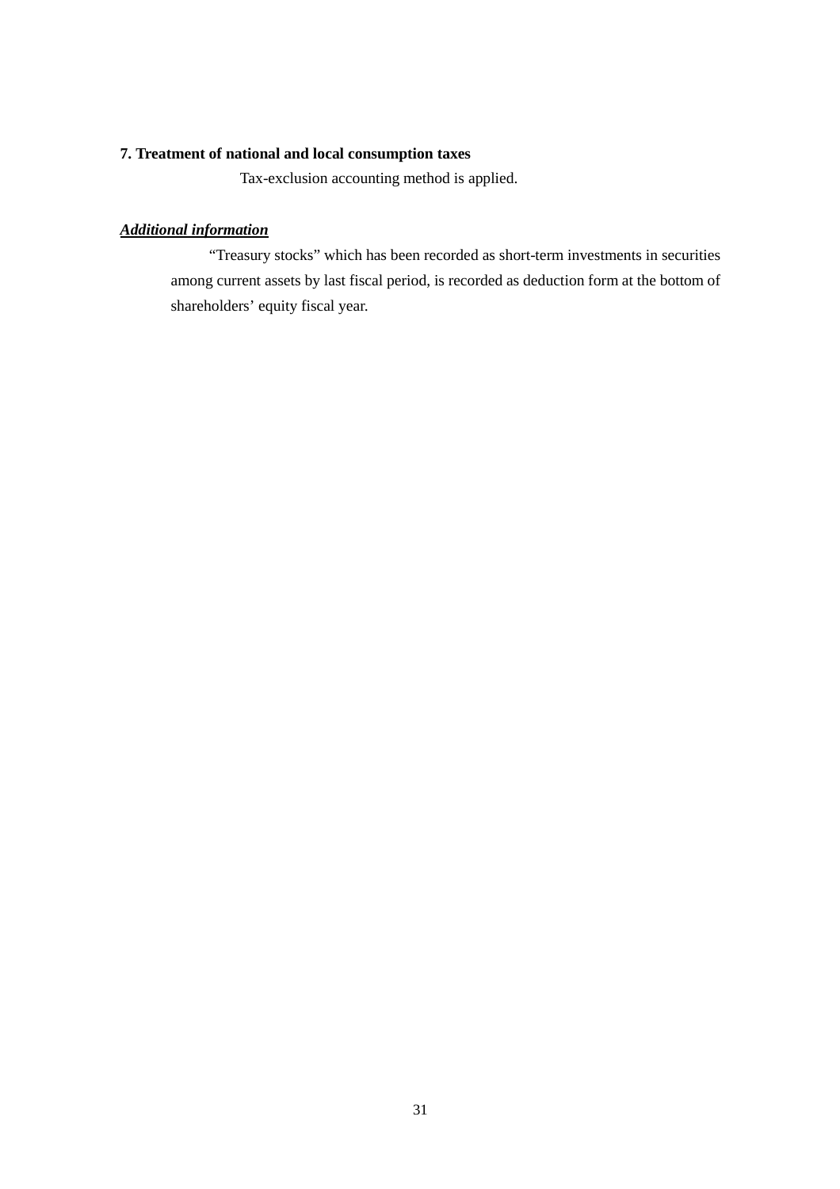**7. Treatment of national and local consumption taxes**

Tax-exclusion accounting method is applied.

***Additional information***

"Treasury stocks" which has been recorded as short-term investments in securities among current assets by last fiscal period, is recorded as deduction form at the bottom of shareholders' equity fiscal year.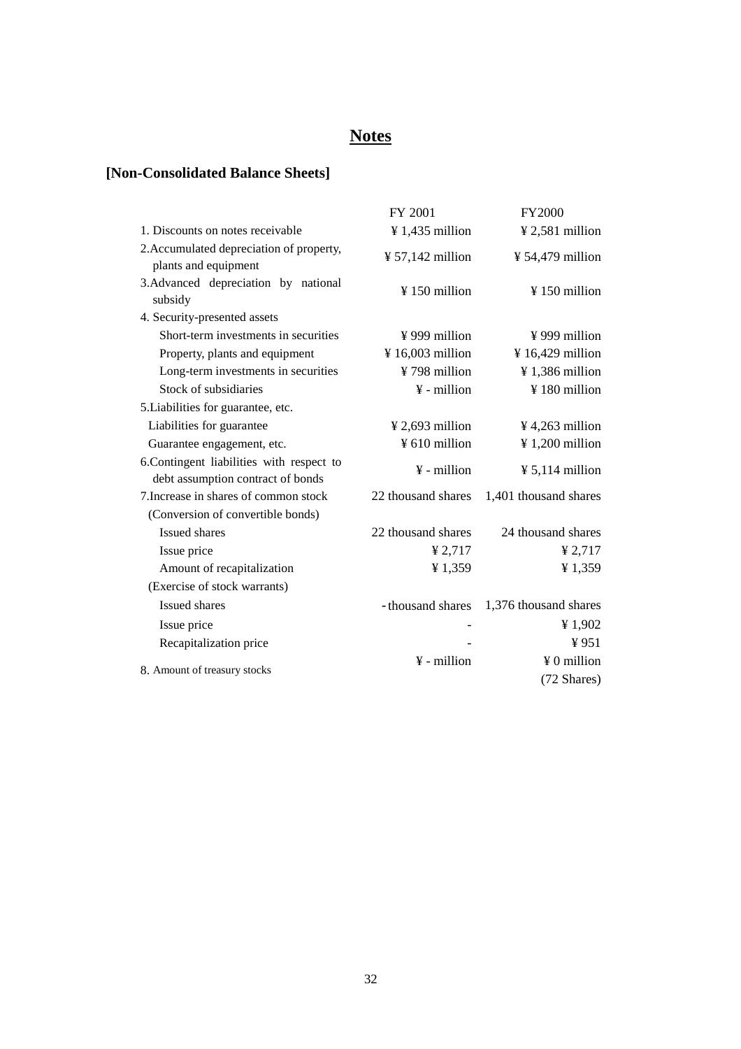# Notes

## [Non-Consolidated Balance Sheets]

| | FY 2001 | FY2000 |
|---|---|---|
| 1. Discounts on notes receivable | ¥ 1,435 million | ¥ 2,581 million |
| 2.Accumulated depreciation of property, plants and equipment | ¥ 57,142 million | ¥ 54,479 million |
| 3.Advanced depreciation by national subsidy | ¥ 150 million | ¥ 150 million |
| 4. Security-presented assets | | |
| Short-term investments in securities | ¥ 999 million | ¥ 999 million |
| Property, plants and equipment | ¥ 16,003 million | ¥ 16,429 million |
| Long-term investments in securities | ¥ 798 million | ¥ 1,386 million |
| Stock of subsidiaries | ¥ - million | ¥ 180 million |
| 5.Liabilities for guarantee, etc. | | |
| Liabilities for guarantee | ¥ 2,693 million | ¥ 4,263 million |
| Guarantee engagement, etc. | ¥ 610 million | ¥ 1,200 million |
| 6.Contingent liabilities with respect to debt assumption contract of bonds | ¥ - million | ¥ 5,114 million |
| 7.Increase in shares of common stock | 22 thousand shares | 1,401 thousand shares |
| (Conversion of convertible bonds) | | |
| Issued shares | 22 thousand shares | 24 thousand shares |
| Issue price | ¥ 2,717 | ¥ 2,717 |
| Amount of recapitalization | ¥ 1,359 | ¥ 1,359 |
| (Exercise of stock warrants) | | |
| Issued shares | - thousand shares | 1,376 thousand shares |
| Issue price | - | ¥ 1,902 |
| Recapitalization price | - | ¥ 951 |
| 8. Amount of treasury stocks | ¥ - million | ¥ 0 million (72 Shares) |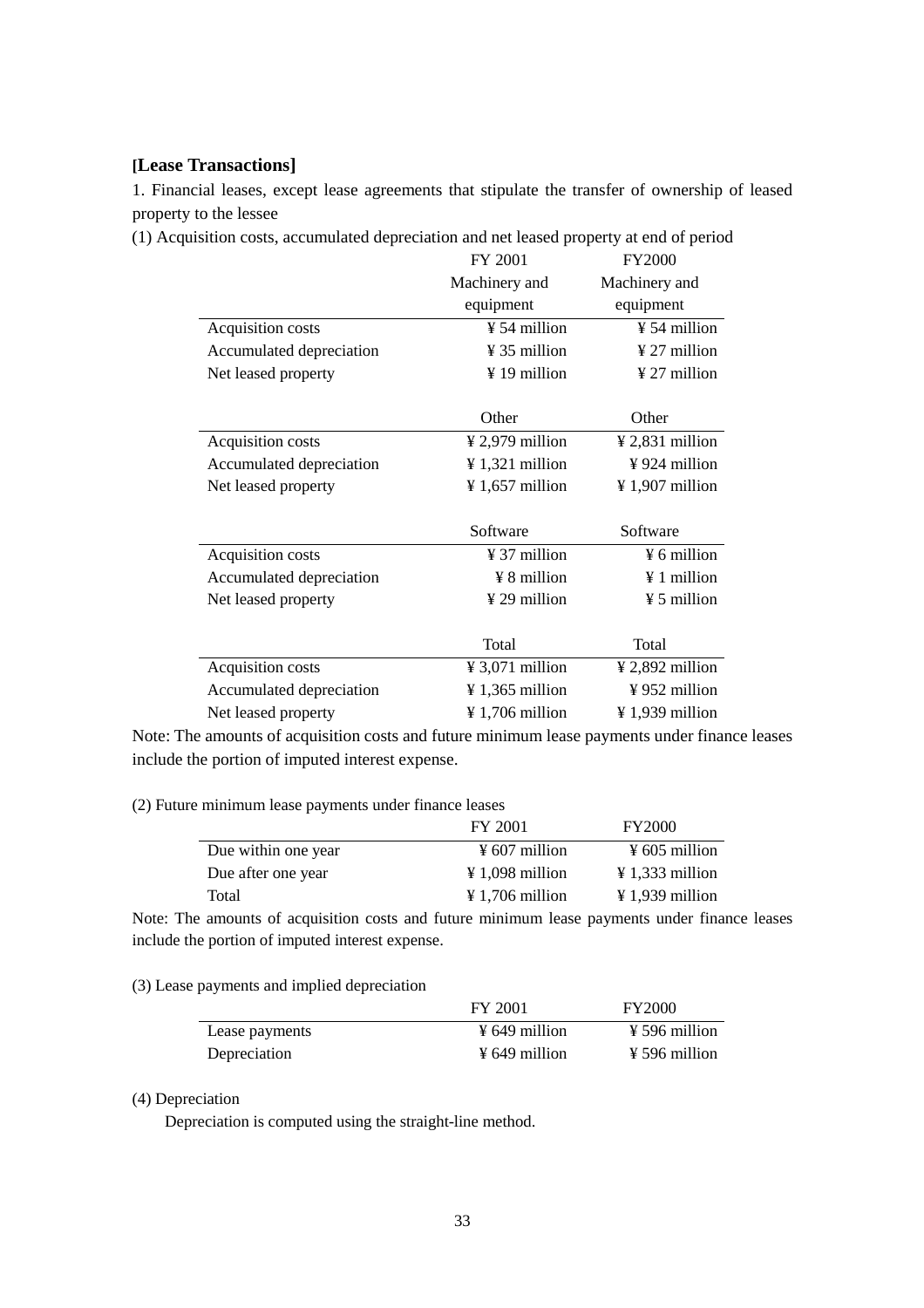**[Lease Transactions]**

1. Financial leases, except lease agreements that stipulate the transfer of ownership of leased property to the lessee

(1) Acquisition costs, accumulated depreciation and net leased property at end of period

| | FY 2001 | FY2000 |
|---|---|---|
| | Machinery and equipment | Machinery and equipment |
| Acquisition costs | ¥ 54 million | ¥ 54 million |
| Accumulated depreciation | ¥ 35 million | ¥ 27 million |
| Net leased property | ¥ 19 million | ¥ 27 million |
| | Other | Other |
| Acquisition costs | ¥ 2,979 million | ¥ 2,831 million |
| Accumulated depreciation | ¥ 1,321 million | ¥ 924 million |
| Net leased property | ¥ 1,657 million | ¥ 1,907 million |
| | Software | Software |
| Acquisition costs | ¥ 37 million | ¥ 6 million |
| Accumulated depreciation | ¥ 8 million | ¥ 1 million |
| Net leased property | ¥ 29 million | ¥ 5 million |
| | Total | Total |
| Acquisition costs | ¥ 3,071 million | ¥ 2,892 million |
| Accumulated depreciation | ¥ 1,365 million | ¥ 952 million |
| Net leased property | ¥ 1,706 million | ¥ 1,939 million |

Note: The amounts of acquisition costs and future minimum lease payments under finance leases include the portion of imputed interest expense.

(2) Future minimum lease payments under finance leases

| | FY 2001 | FY2000 |
|---|---|---|
| Due within one year | ¥ 607 million | ¥ 605 million |
| Due after one year | ¥ 1,098 million | ¥ 1,333 million |
| Total | ¥ 1,706 million | ¥ 1,939 million |

Note: The amounts of acquisition costs and future minimum lease payments under finance leases include the portion of imputed interest expense.

(3) Lease payments and implied depreciation

| | FY 2001 | FY2000 |
|---|---|---|
| Lease payments | ¥ 649 million | ¥ 596 million |
| Depreciation | ¥ 649 million | ¥ 596 million |

(4) Depreciation

Depreciation is computed using the straight-line method.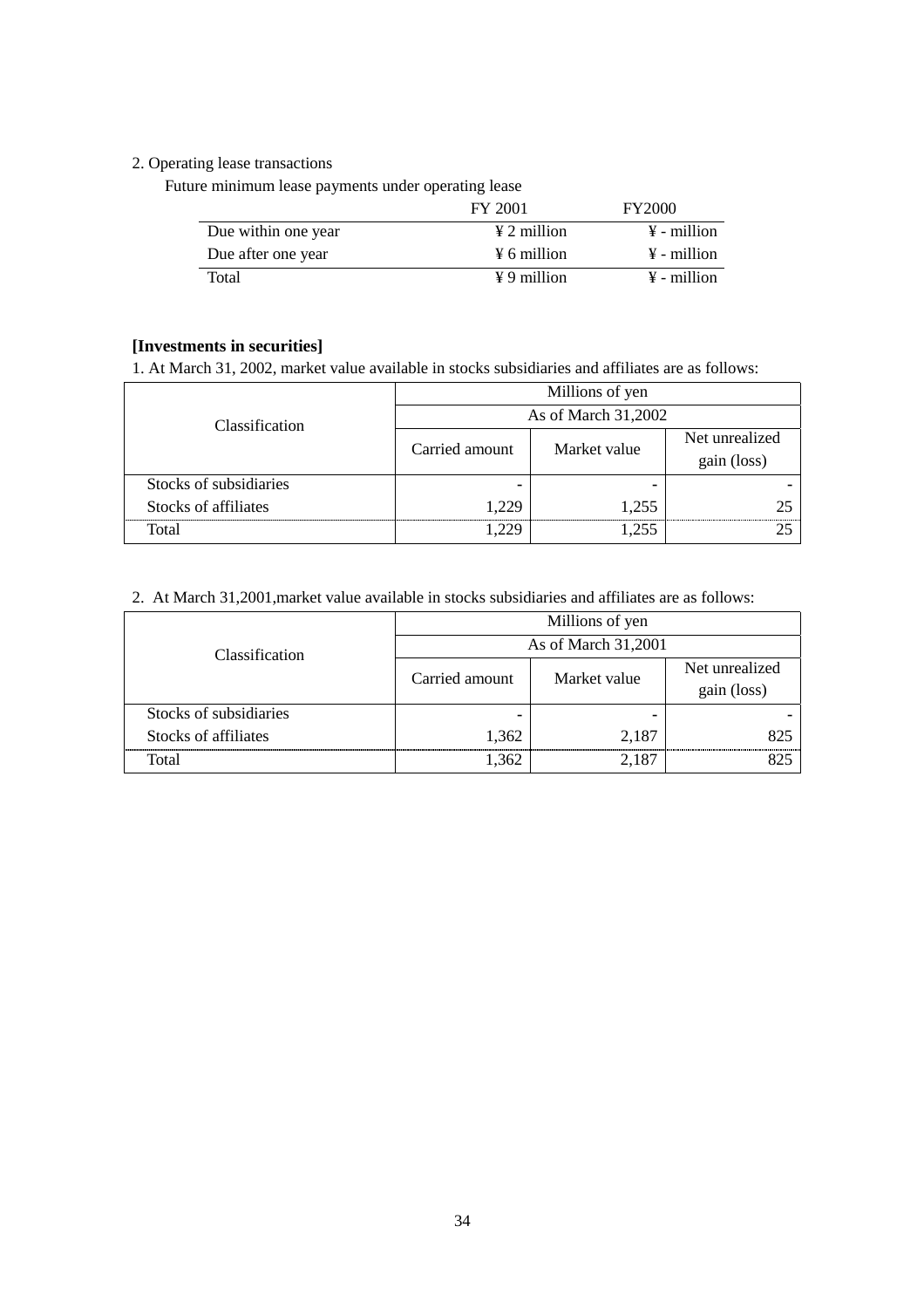2. Operating lease transactions

Future minimum lease payments under operating lease

| | FY 2001 | FY2000 |
|---|---|---|
| Due within one year | ¥ 2 million | ¥ - million |
| Due after one year | ¥ 6 million | ¥ - million |
| Total | ¥ 9 million | ¥ - million |

**[Investments in securities]**

1. At March 31, 2002, market value available in stocks subsidiaries and affiliates are as follows:

| Classification | Millions of yen | | |
|---|---|---|---|
| | As of March 31,2002 | | |
| | Carried amount | Market value | Net unrealized gain (loss) |
| Stocks of subsidiaries | - | - | - |
| Stocks of affiliates | 1,229 | 1,255 | 25 |
| Total | 1,229 | 1,255 | 25 |

2. At March 31,2001,market value available in stocks subsidiaries and affiliates are as follows:

| Classification | Millions of yen | | |
|---|---|---|---|
| | As of March 31,2001 | | |
| | Carried amount | Market value | Net unrealized gain (loss) |
| Stocks of subsidiaries | - | - | - |
| Stocks of affiliates | 1,362 | 2,187 | 825 |
| Total | 1,362 | 2,187 | 825 |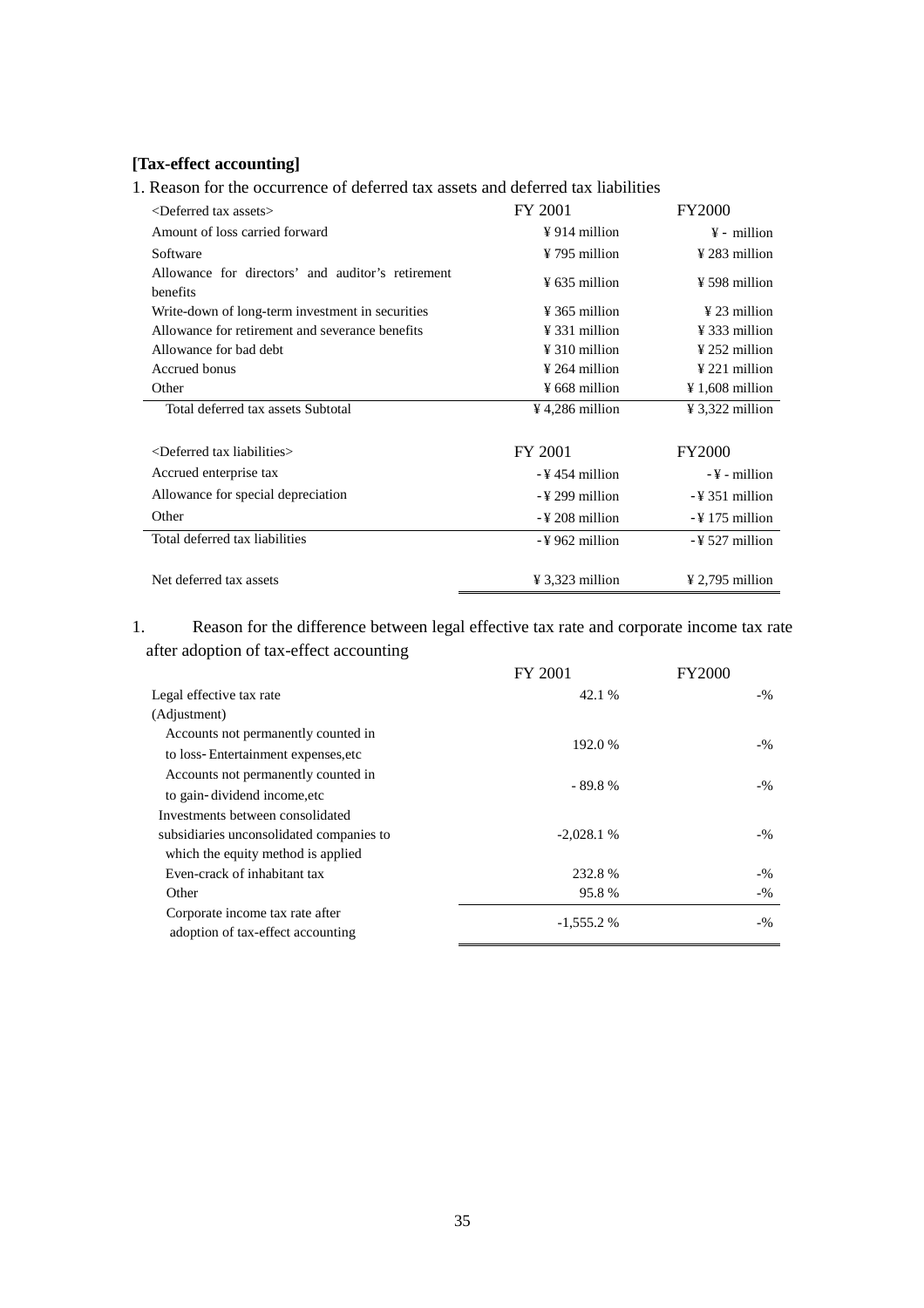**[Tax-effect accounting]**

1. Reason for the occurrence of deferred tax assets and deferred tax liabilities

| <Deferred tax assets> | FY 2001 | FY2000 |
|---|---|---|
| Amount of loss carried forward | ¥ 914 million | ¥ - million |
| Software | ¥ 795 million | ¥ 283 million |
| Allowance for directors' and auditor's retirement benefits | ¥ 635 million | ¥ 598 million |
| Write-down of long-term investment in securities | ¥ 365 million | ¥ 23 million |
| Allowance for retirement and severance benefits | ¥ 331 million | ¥ 333 million |
| Allowance for bad debt | ¥ 310 million | ¥ 252 million |
| Accrued bonus | ¥ 264 million | ¥ 221 million |
| Other | ¥ 668 million | ¥ 1,608 million |
| Total deferred tax assets Subtotal | ¥ 4,286 million | ¥ 3,322 million |

| <Deferred tax liabilities> | FY 2001 | FY2000 |
|---|---|---|
| Accrued enterprise tax | -¥ 454 million | -¥ - million |
| Allowance for special depreciation | -¥ 299 million | -¥ 351 million |
| Other | -¥ 208 million | -¥ 175 million |
| Total deferred tax liabilities | -¥ 962 million | -¥ 527 million |
| Net deferred tax assets | ¥ 3,323 million | ¥ 2,795 million |

1. Reason for the difference between legal effective tax rate and corporate income tax rate after adoption of tax-effect accounting

| | FY 2001 | FY2000 |
|---|---|---|
| Legal effective tax rate | 42.1 % | -% |
| (Adjustment) | | |
| Accounts not permanently counted in to loss-Entertainment expenses,etc | 192.0 % | -% |
| Accounts not permanently counted in to gain-dividend income,etc | - 89.8 % | -% |
| Investments between consolidated subsidiaries unconsolidated companies to which the equity method is applied | -2,028.1 % | -% |
| Even-crack of inhabitant tax | 232.8 % | -% |
| Other | 95.8 % | -% |
| Corporate income tax rate after adoption of tax-effect accounting | -1,555.2 % | -% |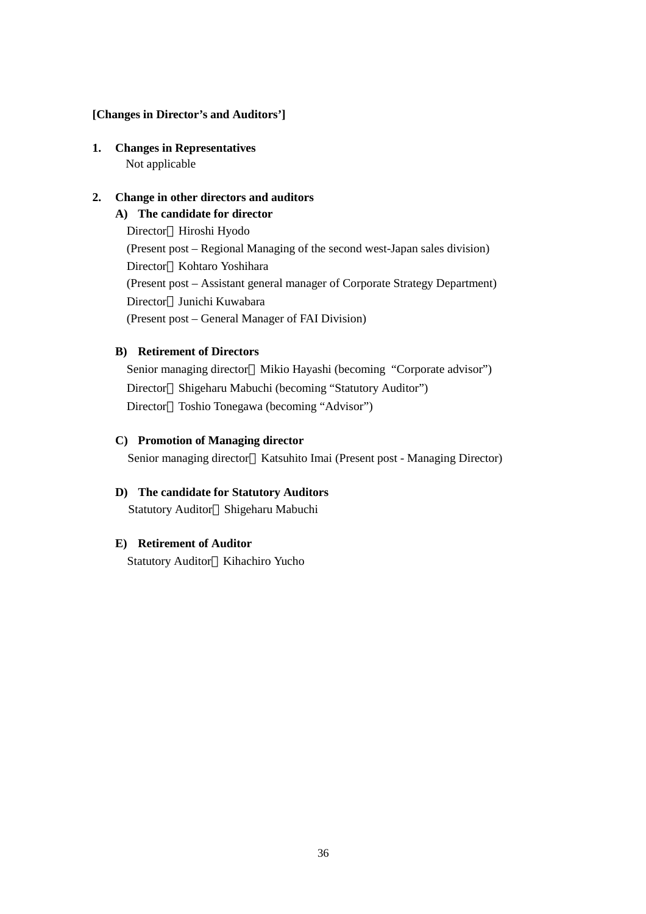**[Changes in Director's and Auditors']**

1. **Changes in Representatives**

   Not applicable

2. **Change in other directors and auditors**

   **A) The candidate for director**

   Director：Hiroshi Hyodo

   (Present post – Regional Managing of the second west-Japan sales division)

   Director：Kohtaro Yoshihara

   (Present post – Assistant general manager of Corporate Strategy Department)

   Director：Junichi Kuwabara

   (Present post – General Manager of FAI Division)

   **B) Retirement of Directors**

   Senior managing director：Mikio Hayashi (becoming "Corporate advisor")

   Director：Shigeharu Mabuchi (becoming "Statutory Auditor")

   Director：Toshio Tonegawa (becoming "Advisor")

   **C) Promotion of Managing director**

   Senior managing director：Katsuhito Imai (Present post - Managing Director)

   **D) The candidate for Statutory Auditors**

   Statutory Auditor：Shigeharu Mabuchi

   **E) Retirement of Auditor**

   Statutory Auditor：Kihachiro Yucho